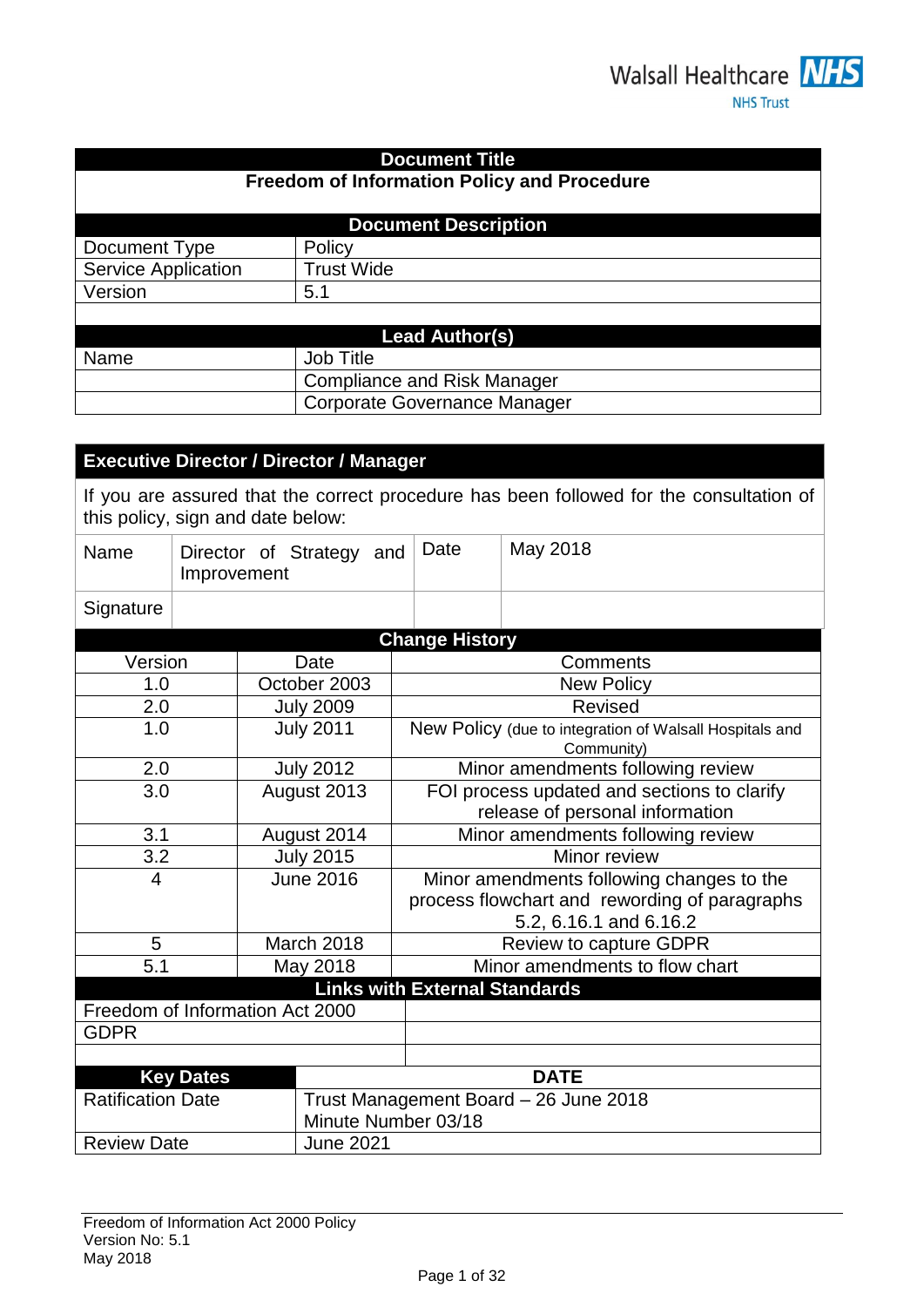Walsall Healthcare NHS Trust

| Document Title | |
|---|---|
| **Freedom of Information Policy and Procedure** | |
| **Document Description** | |
| Document Type | Policy |
| Service Application | Trust Wide |
| Version | 5.1 |
| | |
| **Lead Author(s)** | |
| Name | Job Title |
| | Compliance and Risk Manager |
| | Corporate Governance Manager |

| **Executive Director / Director / Manager** | | | |
|---|---|---|---|
| If you are assured that the correct procedure has been followed for the consultation of this policy, sign and date below: | | | |
| Name | Director of Strategy and Improvement | Date | May 2018 |
| Signature | | | |

| **Change History** | | |
|---|---|---|
| Version | Date | Comments |
| 1.0 | October 2003 | New Policy |
| 2.0 | July 2009 | Revised |
| 1.0 | July 2011 | New Policy (due to integration of Walsall Hospitals and Community) |
| 2.0 | July 2012 | Minor amendments following review |
| 3.0 | August 2013 | FOI process updated and sections to clarify release of personal information |
| 3.1 | August 2014 | Minor amendments following review |
| 3.2 | July 2015 | Minor review |
| 4 | June 2016 | Minor amendments following changes to the process flowchart and rewording of paragraphs 5.2, 6.16.1 and 6.16.2 |
| 5 | March 2018 | Review to capture GDPR |
| 5.1 | May 2018 | Minor amendments to flow chart |

| **Links with External Standards** | |
|---|---|
| Freedom of Information Act 2000 | |
| GDPR | |
| | |

| **Key Dates** | **DATE** |
|---|---|
| Ratification Date | Trust Management Board – 26 June 2018<br>Minute Number 03/18 |
| Review Date | June 2021 |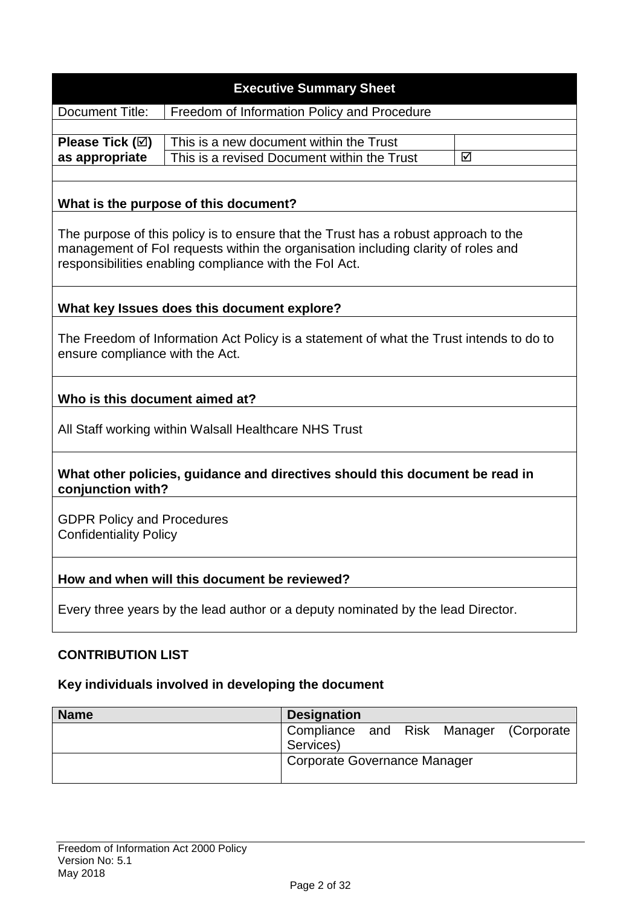## Executive Summary Sheet

| Document Title: | Freedom of Information Policy and Procedure | |
|---|---|---|
| **Please Tick (☑) as appropriate** | This is a new document within the Trust | |
| | This is a revised Document within the Trust | ☑ |

**What is the purpose of this document?**

The purpose of this policy is to ensure that the Trust has a robust approach to the management of FoI requests within the organisation including clarity of roles and responsibilities enabling compliance with the FoI Act.

**What key Issues does this document explore?**

The Freedom of Information Act Policy is a statement of what the Trust intends to do to ensure compliance with the Act.

**Who is this document aimed at?**

All Staff working within Walsall Healthcare NHS Trust

**What other policies, guidance and directives should this document be read in conjunction with?**

GDPR Policy and Procedures
Confidentiality Policy

**How and when will this document be reviewed?**

Every three years by the lead author or a deputy nominated by the lead Director.

### CONTRIBUTION LIST

**Key individuals involved in developing the document**

| Name | Designation |
|---|---|
| | Compliance and Risk Manager (Corporate Services) |
| | Corporate Governance Manager |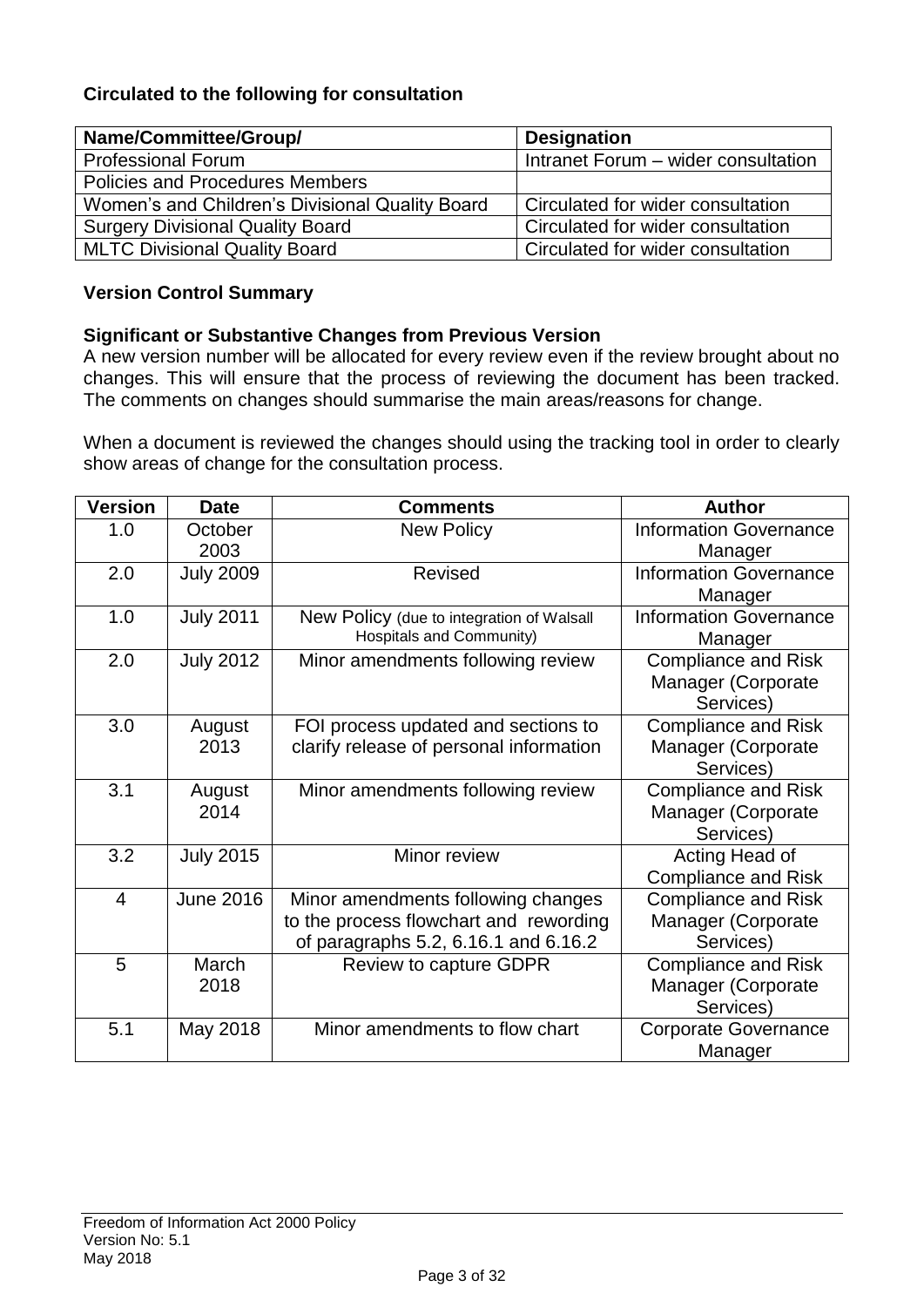**Circulated to the following for consultation**

| Name/Committee/Group/ | Designation |
|---|---|
| Professional Forum | Intranet Forum – wider consultation |
| Policies and Procedures Members | |
| Women's and Children's Divisional Quality Board | Circulated for wider consultation |
| Surgery Divisional Quality Board | Circulated for wider consultation |
| MLTC Divisional Quality Board | Circulated for wider consultation |

**Version Control Summary**

**Significant or Substantive Changes from Previous Version**

A new version number will be allocated for every review even if the review brought about no changes. This will ensure that the process of reviewing the document has been tracked. The comments on changes should summarise the main areas/reasons for change.

When a document is reviewed the changes should using the tracking tool in order to clearly show areas of change for the consultation process.

| Version | Date | Comments | Author |
|---|---|---|---|
| 1.0 | October 2003 | New Policy | Information Governance Manager |
| 2.0 | July 2009 | Revised | Information Governance Manager |
| 1.0 | July 2011 | New Policy (due to integration of Walsall Hospitals and Community) | Information Governance Manager |
| 2.0 | July 2012 | Minor amendments following review | Compliance and Risk Manager (Corporate Services) |
| 3.0 | August 2013 | FOI process updated and sections to clarify release of personal information | Compliance and Risk Manager (Corporate Services) |
| 3.1 | August 2014 | Minor amendments following review | Compliance and Risk Manager (Corporate Services) |
| 3.2 | July 2015 | Minor review | Acting Head of Compliance and Risk |
| 4 | June 2016 | Minor amendments following changes to the process flowchart and rewording of paragraphs 5.2, 6.16.1 and 6.16.2 | Compliance and Risk Manager (Corporate Services) |
| 5 | March 2018 | Review to capture GDPR | Compliance and Risk Manager (Corporate Services) |
| 5.1 | May 2018 | Minor amendments to flow chart | Corporate Governance Manager |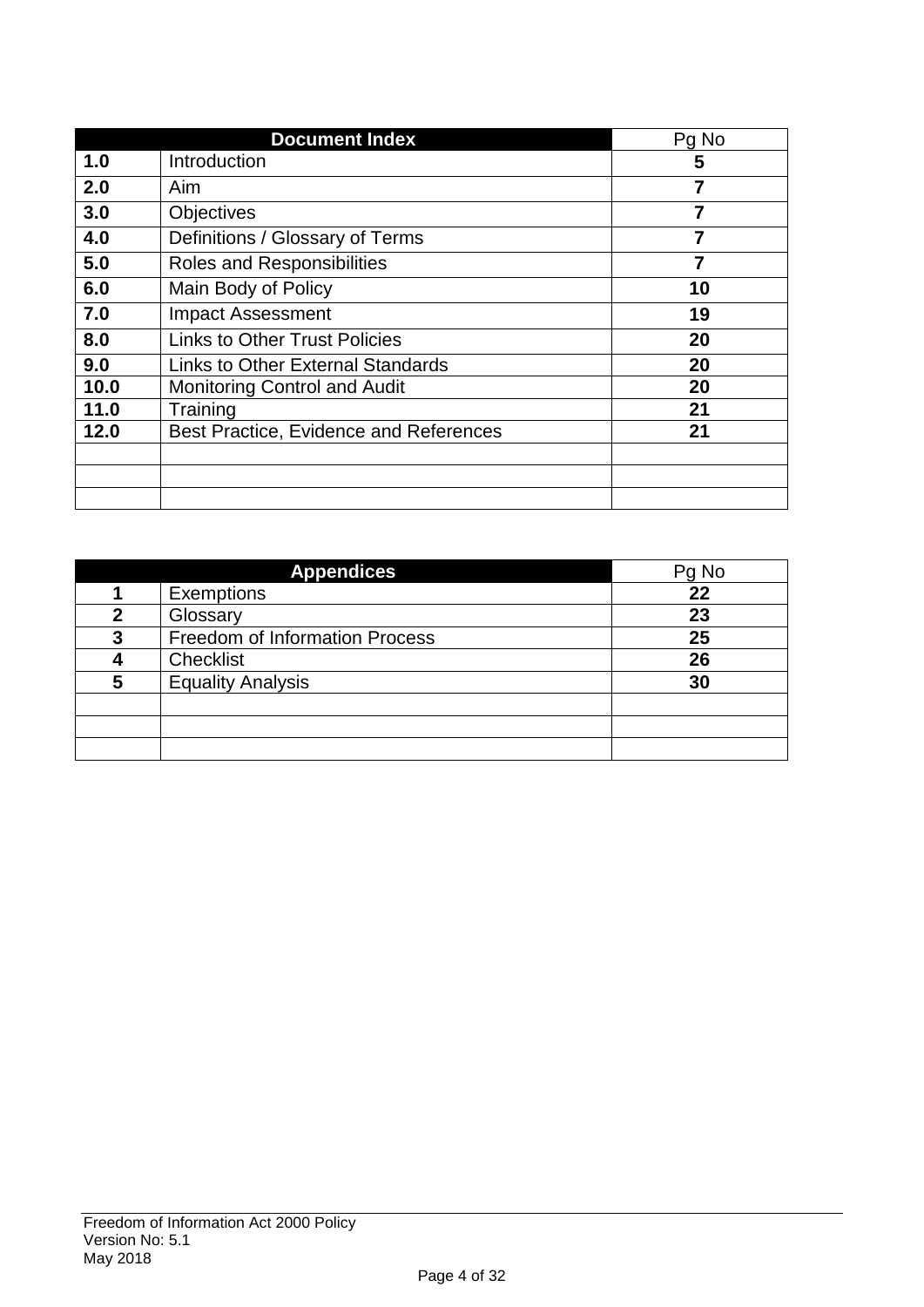| Document Index | | Pg No |
|---|---|---|
| **1.0** | Introduction | **5** |
| **2.0** | Aim | **7** |
| **3.0** | Objectives | **7** |
| **4.0** | Definitions / Glossary of Terms | **7** |
| **5.0** | Roles and Responsibilities | **7** |
| **6.0** | Main Body of Policy | **10** |
| **7.0** | Impact Assessment | **19** |
| **8.0** | Links to Other Trust Policies | **20** |
| **9.0** | Links to Other External Standards | **20** |
| **10.0** | Monitoring Control and Audit | **20** |
| **11.0** | Training | **21** |
| **12.0** | Best Practice, Evidence and References | **21** |
| | | |
| | | |
| | | |

| Appendices | | Pg No |
|---|---|---|
| **1** | Exemptions | **22** |
| **2** | Glossary | **23** |
| **3** | Freedom of Information Process | **25** |
| **4** | Checklist | **26** |
| **5** | Equality Analysis | **30** |
| | | |
| | | |
| | | |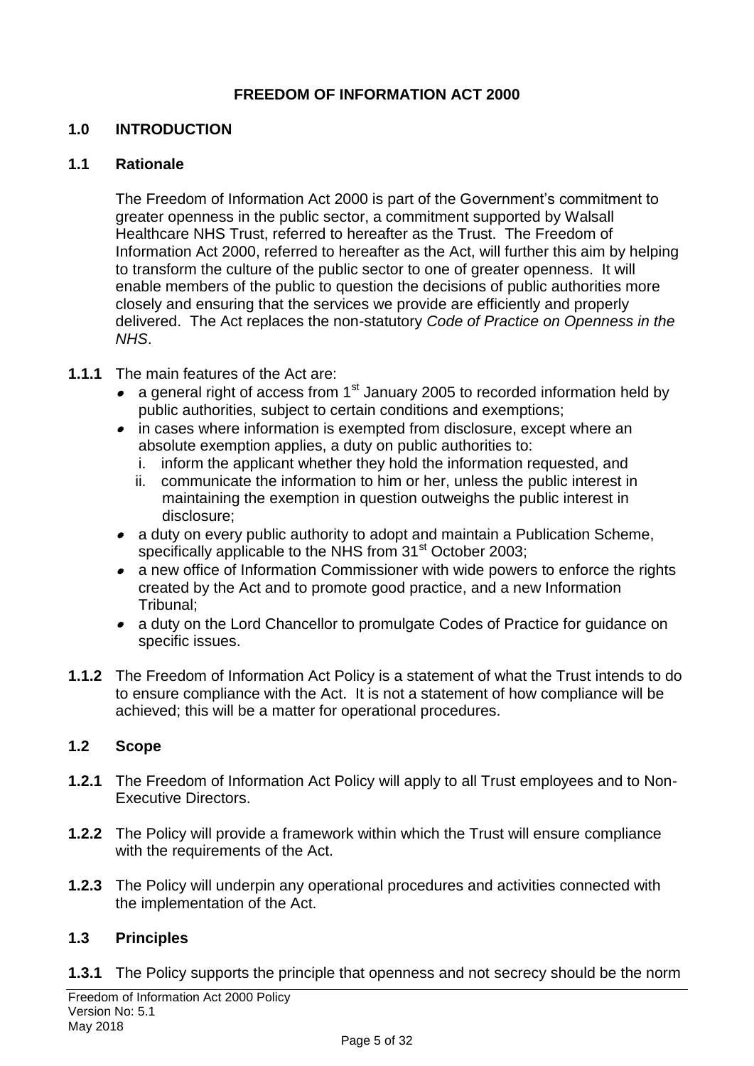# FREEDOM OF INFORMATION ACT 2000

## 1.0 INTRODUCTION

### 1.1 Rationale

The Freedom of Information Act 2000 is part of the Government's commitment to greater openness in the public sector, a commitment supported by Walsall Healthcare NHS Trust, referred to hereafter as the Trust. The Freedom of Information Act 2000, referred to hereafter as the Act, will further this aim by helping to transform the culture of the public sector to one of greater openness. It will enable members of the public to question the decisions of public authorities more closely and ensuring that the services we provide are efficiently and properly delivered. The Act replaces the non-statutory *Code of Practice on Openness in the NHS*.

**1.1.1** The main features of the Act are:

- a general right of access from 1st January 2005 to recorded information held by public authorities, subject to certain conditions and exemptions;
- in cases where information is exempted from disclosure, except where an absolute exemption applies, a duty on public authorities to:
  - i. inform the applicant whether they hold the information requested, and
  - ii. communicate the information to him or her, unless the public interest in maintaining the exemption in question outweighs the public interest in disclosure;
- a duty on every public authority to adopt and maintain a Publication Scheme, specifically applicable to the NHS from 31st October 2003;
- a new office of Information Commissioner with wide powers to enforce the rights created by the Act and to promote good practice, and a new Information Tribunal;
- a duty on the Lord Chancellor to promulgate Codes of Practice for guidance on specific issues.

**1.1.2** The Freedom of Information Act Policy is a statement of what the Trust intends to do to ensure compliance with the Act. It is not a statement of how compliance will be achieved; this will be a matter for operational procedures.

### 1.2 Scope

**1.2.1** The Freedom of Information Act Policy will apply to all Trust employees and to Non-Executive Directors.

**1.2.2** The Policy will provide a framework within which the Trust will ensure compliance with the requirements of the Act.

**1.2.3** The Policy will underpin any operational procedures and activities connected with the implementation of the Act.

### 1.3 Principles

**1.3.1** The Policy supports the principle that openness and not secrecy should be the norm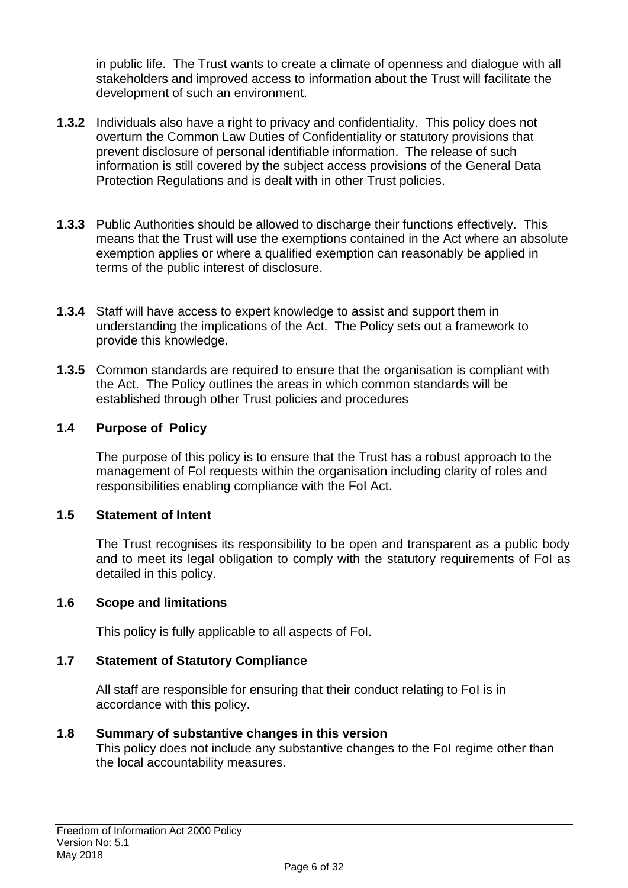in public life. The Trust wants to create a climate of openness and dialogue with all stakeholders and improved access to information about the Trust will facilitate the development of such an environment.

**1.3.2** Individuals also have a right to privacy and confidentiality. This policy does not overturn the Common Law Duties of Confidentiality or statutory provisions that prevent disclosure of personal identifiable information. The release of such information is still covered by the subject access provisions of the General Data Protection Regulations and is dealt with in other Trust policies.

**1.3.3** Public Authorities should be allowed to discharge their functions effectively. This means that the Trust will use the exemptions contained in the Act where an absolute exemption applies or where a qualified exemption can reasonably be applied in terms of the public interest of disclosure.

**1.3.4** Staff will have access to expert knowledge to assist and support them in understanding the implications of the Act. The Policy sets out a framework to provide this knowledge.

**1.3.5** Common standards are required to ensure that the organisation is compliant with the Act. The Policy outlines the areas in which common standards will be established through other Trust policies and procedures

## 1.4 Purpose of Policy

The purpose of this policy is to ensure that the Trust has a robust approach to the management of FoI requests within the organisation including clarity of roles and responsibilities enabling compliance with the FoI Act.

## 1.5 Statement of Intent

The Trust recognises its responsibility to be open and transparent as a public body and to meet its legal obligation to comply with the statutory requirements of FoI as detailed in this policy.

## 1.6 Scope and limitations

This policy is fully applicable to all aspects of FoI.

## 1.7 Statement of Statutory Compliance

All staff are responsible for ensuring that their conduct relating to FoI is in accordance with this policy.

## 1.8 Summary of substantive changes in this version

This policy does not include any substantive changes to the FoI regime other than the local accountability measures.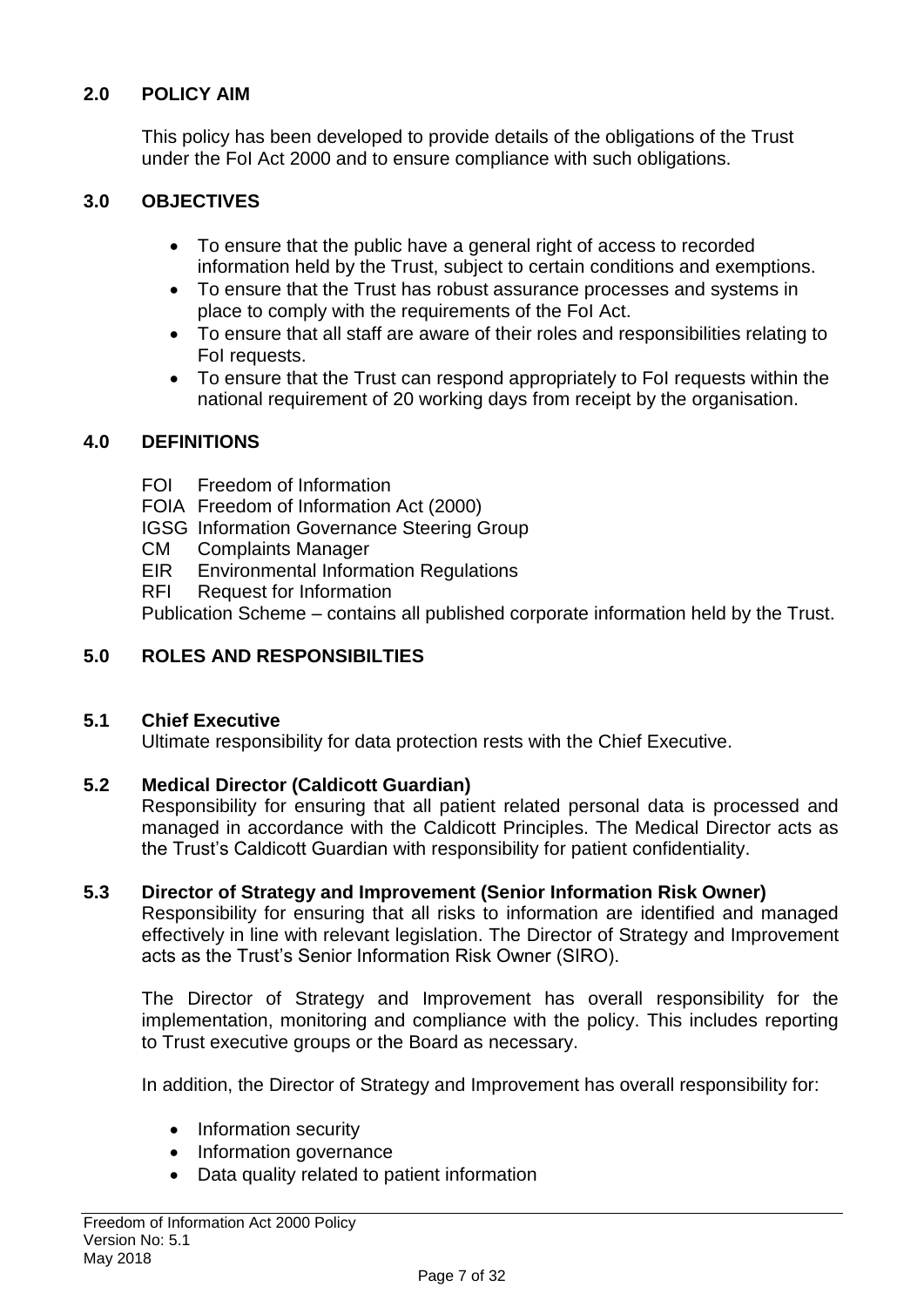## 2.0 POLICY AIM

This policy has been developed to provide details of the obligations of the Trust under the FoI Act 2000 and to ensure compliance with such obligations.

## 3.0 OBJECTIVES

- To ensure that the public have a general right of access to recorded information held by the Trust, subject to certain conditions and exemptions.
- To ensure that the Trust has robust assurance processes and systems in place to comply with the requirements of the FoI Act.
- To ensure that all staff are aware of their roles and responsibilities relating to FoI requests.
- To ensure that the Trust can respond appropriately to FoI requests within the national requirement of 20 working days from receipt by the organisation.

## 4.0 DEFINITIONS

FOI Freedom of Information
FOIA Freedom of Information Act (2000)
IGSG Information Governance Steering Group
CM Complaints Manager
EIR Environmental Information Regulations
RFI Request for Information
Publication Scheme – contains all published corporate information held by the Trust.

## 5.0 ROLES AND RESPONSIBILTIES

### 5.1 Chief Executive

Ultimate responsibility for data protection rests with the Chief Executive.

### 5.2 Medical Director (Caldicott Guardian)

Responsibility for ensuring that all patient related personal data is processed and managed in accordance with the Caldicott Principles. The Medical Director acts as the Trust's Caldicott Guardian with responsibility for patient confidentiality.

### 5.3 Director of Strategy and Improvement (Senior Information Risk Owner)

Responsibility for ensuring that all risks to information are identified and managed effectively in line with relevant legislation. The Director of Strategy and Improvement acts as the Trust's Senior Information Risk Owner (SIRO).

The Director of Strategy and Improvement has overall responsibility for the implementation, monitoring and compliance with the policy. This includes reporting to Trust executive groups or the Board as necessary.

In addition, the Director of Strategy and Improvement has overall responsibility for:

- Information security
- Information governance
- Data quality related to patient information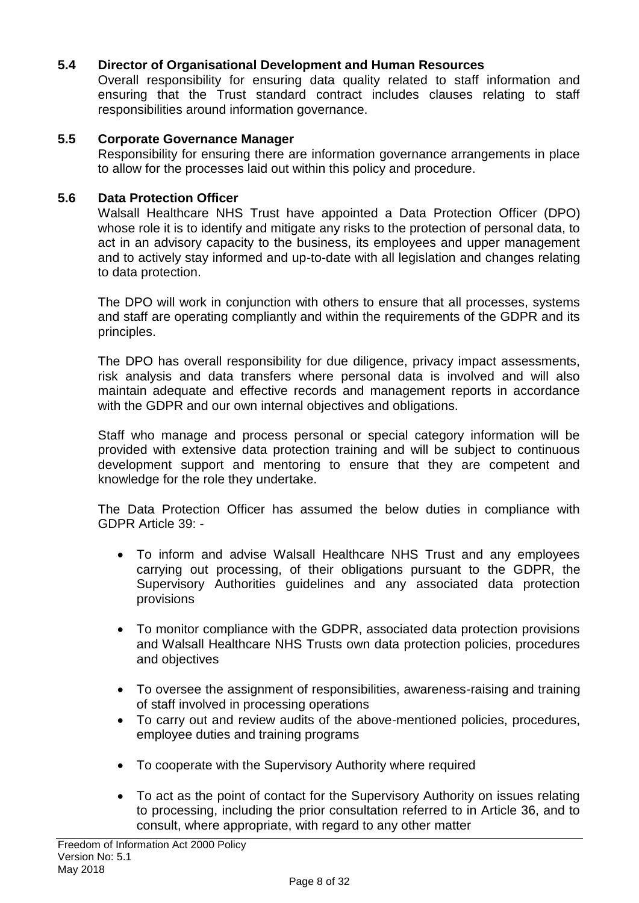### 5.4 Director of Organisational Development and Human Resources

Overall responsibility for ensuring data quality related to staff information and ensuring that the Trust standard contract includes clauses relating to staff responsibilities around information governance.

### 5.5 Corporate Governance Manager

Responsibility for ensuring there are information governance arrangements in place to allow for the processes laid out within this policy and procedure.

### 5.6 Data Protection Officer

Walsall Healthcare NHS Trust have appointed a Data Protection Officer (DPO) whose role it is to identify and mitigate any risks to the protection of personal data, to act in an advisory capacity to the business, its employees and upper management and to actively stay informed and up-to-date with all legislation and changes relating to data protection.

The DPO will work in conjunction with others to ensure that all processes, systems and staff are operating compliantly and within the requirements of the GDPR and its principles.

The DPO has overall responsibility for due diligence, privacy impact assessments, risk analysis and data transfers where personal data is involved and will also maintain adequate and effective records and management reports in accordance with the GDPR and our own internal objectives and obligations.

Staff who manage and process personal or special category information will be provided with extensive data protection training and will be subject to continuous development support and mentoring to ensure that they are competent and knowledge for the role they undertake.

The Data Protection Officer has assumed the below duties in compliance with GDPR Article 39: -

- To inform and advise Walsall Healthcare NHS Trust and any employees carrying out processing, of their obligations pursuant to the GDPR, the Supervisory Authorities guidelines and any associated data protection provisions
- To monitor compliance with the GDPR, associated data protection provisions and Walsall Healthcare NHS Trusts own data protection policies, procedures and objectives
- To oversee the assignment of responsibilities, awareness-raising and training of staff involved in processing operations
- To carry out and review audits of the above-mentioned policies, procedures, employee duties and training programs
- To cooperate with the Supervisory Authority where required
- To act as the point of contact for the Supervisory Authority on issues relating to processing, including the prior consultation referred to in Article 36, and to consult, where appropriate, with regard to any other matter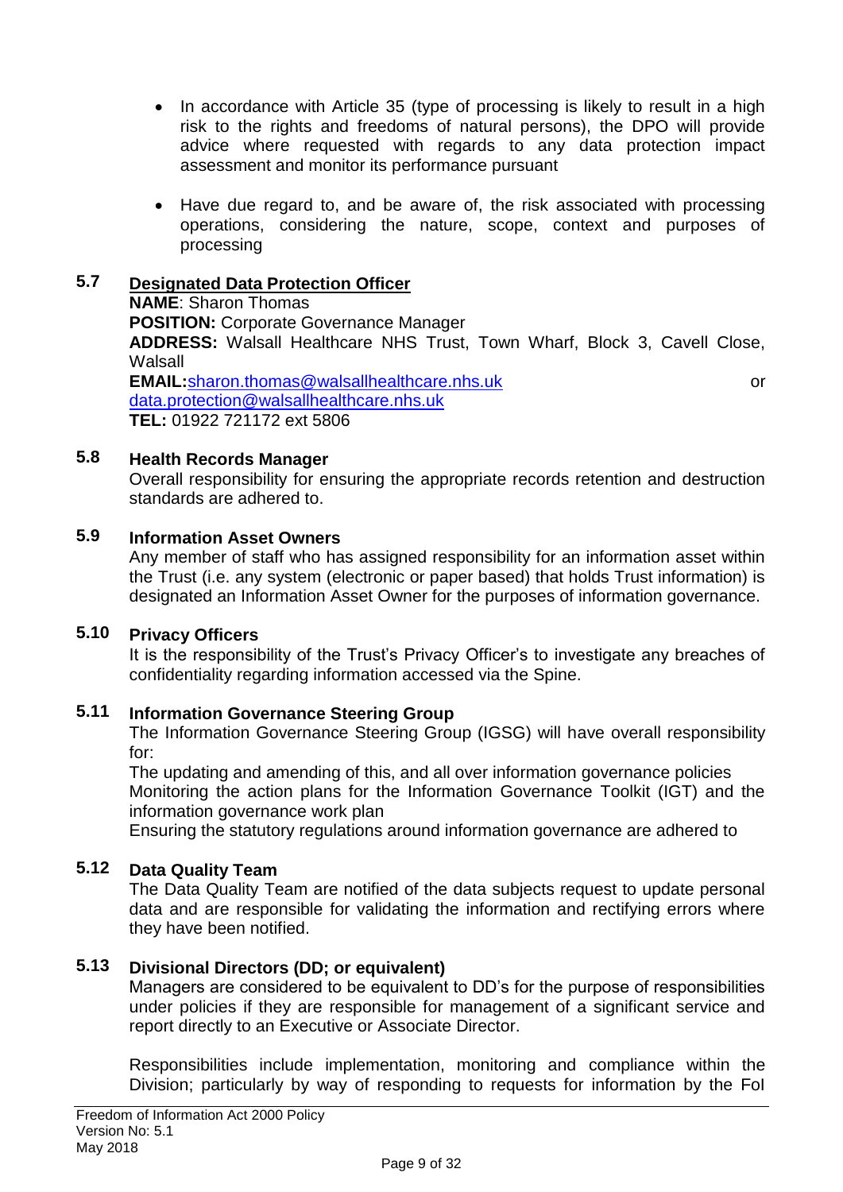- In accordance with Article 35 (type of processing is likely to result in a high risk to the rights and freedoms of natural persons), the DPO will provide advice where requested with regards to any data protection impact assessment and monitor its performance pursuant

- Have due regard to, and be aware of, the risk associated with processing operations, considering the nature, scope, context and purposes of processing

### 5.7 Designated Data Protection Officer

**NAME**: Sharon Thomas
**POSITION:** Corporate Governance Manager
**ADDRESS:** Walsall Healthcare NHS Trust, Town Wharf, Block 3, Cavell Close, Walsall
**EMAIL:**sharon.thomas@walsallhealthcare.nhs.uk or data.protection@walsallhealthcare.nhs.uk
**TEL:** 01922 721172 ext 5806

### 5.8 Health Records Manager

Overall responsibility for ensuring the appropriate records retention and destruction standards are adhered to.

### 5.9 Information Asset Owners

Any member of staff who has assigned responsibility for an information asset within the Trust (i.e. any system (electronic or paper based) that holds Trust information) is designated an Information Asset Owner for the purposes of information governance.

### 5.10 Privacy Officers

It is the responsibility of the Trust's Privacy Officer's to investigate any breaches of confidentiality regarding information accessed via the Spine.

### 5.11 Information Governance Steering Group

The Information Governance Steering Group (IGSG) will have overall responsibility for:

The updating and amending of this, and all over information governance policies
Monitoring the action plans for the Information Governance Toolkit (IGT) and the information governance work plan
Ensuring the statutory regulations around information governance are adhered to

### 5.12 Data Quality Team

The Data Quality Team are notified of the data subjects request to update personal data and are responsible for validating the information and rectifying errors where they have been notified.

### 5.13 Divisional Directors (DD; or equivalent)

Managers are considered to be equivalent to DD's for the purpose of responsibilities under policies if they are responsible for management of a significant service and report directly to an Executive or Associate Director.

Responsibilities include implementation, monitoring and compliance within the Division; particularly by way of responding to requests for information by the FoI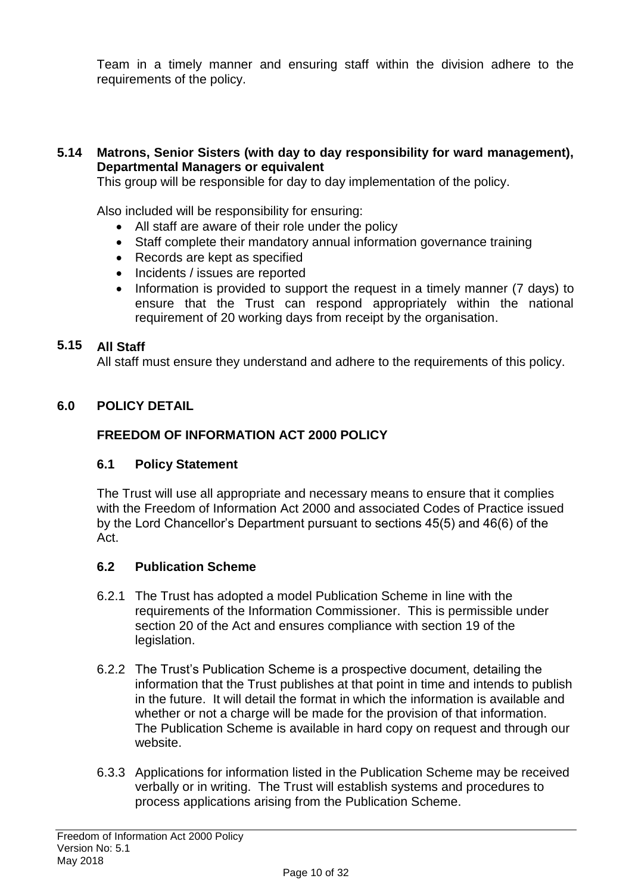Team in a timely manner and ensuring staff within the division adhere to the requirements of the policy.

### 5.14 Matrons, Senior Sisters (with day to day responsibility for ward management), Departmental Managers or equivalent

This group will be responsible for day to day implementation of the policy.

Also included will be responsibility for ensuring:

- All staff are aware of their role under the policy
- Staff complete their mandatory annual information governance training
- Records are kept as specified
- Incidents / issues are reported
- Information is provided to support the request in a timely manner (7 days) to ensure that the Trust can respond appropriately within the national requirement of 20 working days from receipt by the organisation.

### 5.15 All Staff

All staff must ensure they understand and adhere to the requirements of this policy.

## 6.0 POLICY DETAIL

### FREEDOM OF INFORMATION ACT 2000 POLICY

### 6.1 Policy Statement

The Trust will use all appropriate and necessary means to ensure that it complies with the Freedom of Information Act 2000 and associated Codes of Practice issued by the Lord Chancellor's Department pursuant to sections 45(5) and 46(6) of the Act.

### 6.2 Publication Scheme

6.2.1 The Trust has adopted a model Publication Scheme in line with the requirements of the Information Commissioner. This is permissible under section 20 of the Act and ensures compliance with section 19 of the legislation.

6.2.2 The Trust's Publication Scheme is a prospective document, detailing the information that the Trust publishes at that point in time and intends to publish in the future. It will detail the format in which the information is available and whether or not a charge will be made for the provision of that information. The Publication Scheme is available in hard copy on request and through our website.

6.3.3 Applications for information listed in the Publication Scheme may be received verbally or in writing. The Trust will establish systems and procedures to process applications arising from the Publication Scheme.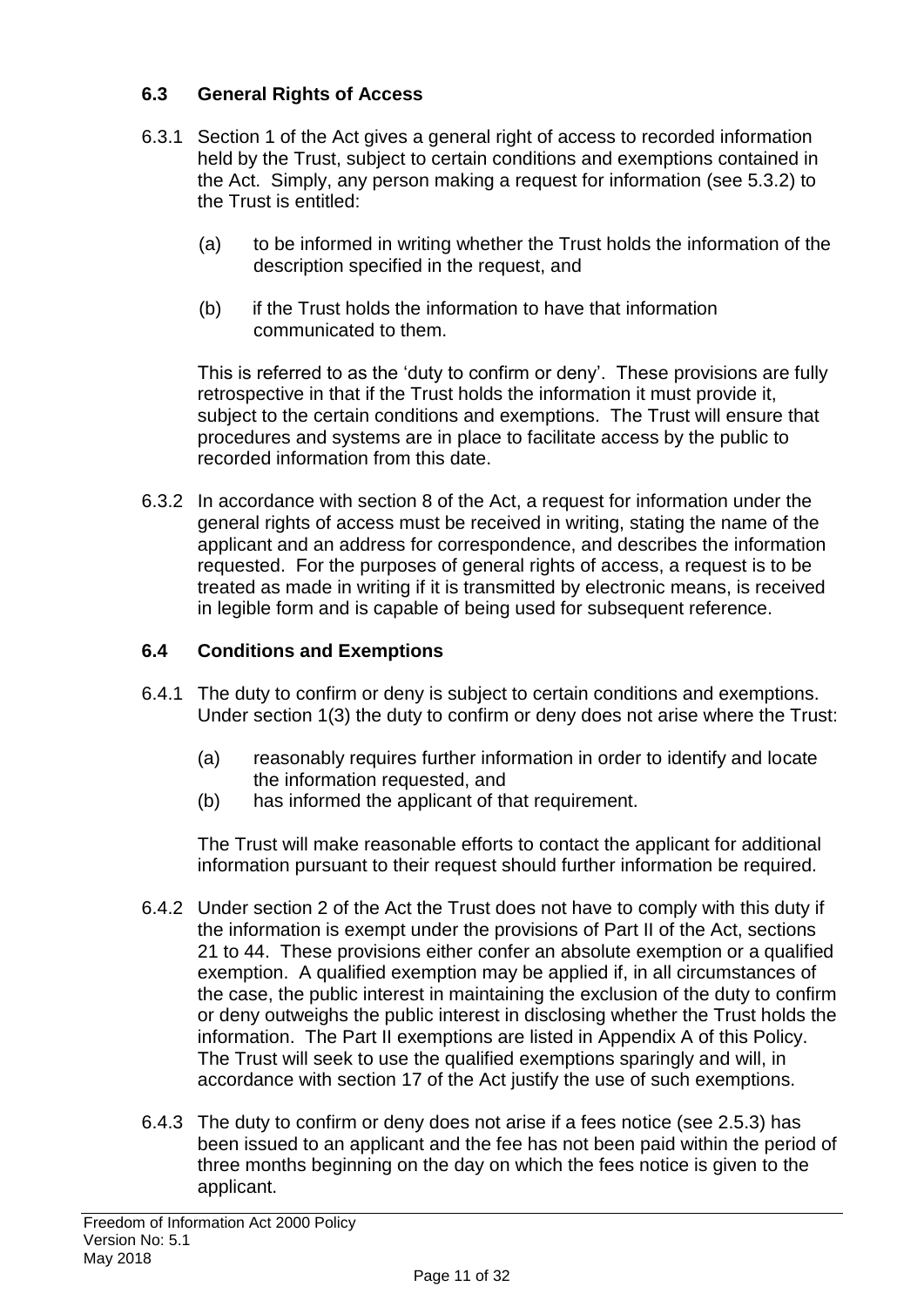### 6.3 General Rights of Access

6.3.1 Section 1 of the Act gives a general right of access to recorded information held by the Trust, subject to certain conditions and exemptions contained in the Act. Simply, any person making a request for information (see 5.3.2) to the Trust is entitled:

(a) to be informed in writing whether the Trust holds the information of the description specified in the request, and

(b) if the Trust holds the information to have that information communicated to them.

This is referred to as the 'duty to confirm or deny'. These provisions are fully retrospective in that if the Trust holds the information it must provide it, subject to the certain conditions and exemptions. The Trust will ensure that procedures and systems are in place to facilitate access by the public to recorded information from this date.

6.3.2 In accordance with section 8 of the Act, a request for information under the general rights of access must be received in writing, stating the name of the applicant and an address for correspondence, and describes the information requested. For the purposes of general rights of access, a request is to be treated as made in writing if it is transmitted by electronic means, is received in legible form and is capable of being used for subsequent reference.

### 6.4 Conditions and Exemptions

6.4.1 The duty to confirm or deny is subject to certain conditions and exemptions. Under section 1(3) the duty to confirm or deny does not arise where the Trust:

(a) reasonably requires further information in order to identify and locate the information requested, and
(b) has informed the applicant of that requirement.

The Trust will make reasonable efforts to contact the applicant for additional information pursuant to their request should further information be required.

6.4.2 Under section 2 of the Act the Trust does not have to comply with this duty if the information is exempt under the provisions of Part II of the Act, sections 21 to 44. These provisions either confer an absolute exemption or a qualified exemption. A qualified exemption may be applied if, in all circumstances of the case, the public interest in maintaining the exclusion of the duty to confirm or deny outweighs the public interest in disclosing whether the Trust holds the information. The Part II exemptions are listed in Appendix A of this Policy. The Trust will seek to use the qualified exemptions sparingly and will, in accordance with section 17 of the Act justify the use of such exemptions.

6.4.3 The duty to confirm or deny does not arise if a fees notice (see 2.5.3) has been issued to an applicant and the fee has not been paid within the period of three months beginning on the day on which the fees notice is given to the applicant.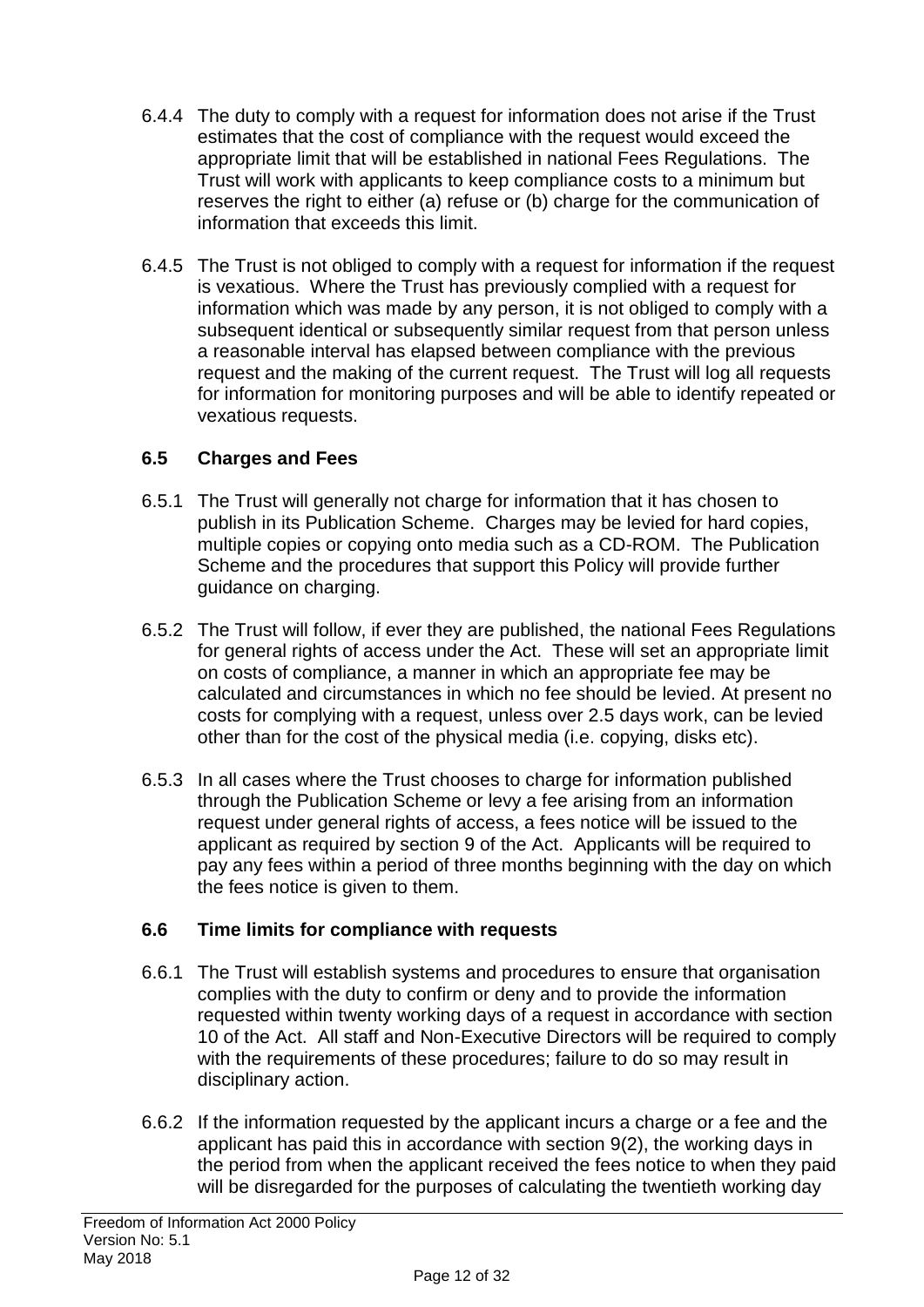6.4.4 The duty to comply with a request for information does not arise if the Trust estimates that the cost of compliance with the request would exceed the appropriate limit that will be established in national Fees Regulations. The Trust will work with applicants to keep compliance costs to a minimum but reserves the right to either (a) refuse or (b) charge for the communication of information that exceeds this limit.

6.4.5 The Trust is not obliged to comply with a request for information if the request is vexatious. Where the Trust has previously complied with a request for information which was made by any person, it is not obliged to comply with a subsequent identical or subsequently similar request from that person unless a reasonable interval has elapsed between compliance with the previous request and the making of the current request. The Trust will log all requests for information for monitoring purposes and will be able to identify repeated or vexatious requests.

### 6.5 Charges and Fees

6.5.1 The Trust will generally not charge for information that it has chosen to publish in its Publication Scheme. Charges may be levied for hard copies, multiple copies or copying onto media such as a CD-ROM. The Publication Scheme and the procedures that support this Policy will provide further guidance on charging.

6.5.2 The Trust will follow, if ever they are published, the national Fees Regulations for general rights of access under the Act. These will set an appropriate limit on costs of compliance, a manner in which an appropriate fee may be calculated and circumstances in which no fee should be levied. At present no costs for complying with a request, unless over 2.5 days work, can be levied other than for the cost of the physical media (i.e. copying, disks etc).

6.5.3 In all cases where the Trust chooses to charge for information published through the Publication Scheme or levy a fee arising from an information request under general rights of access, a fees notice will be issued to the applicant as required by section 9 of the Act. Applicants will be required to pay any fees within a period of three months beginning with the day on which the fees notice is given to them.

### 6.6 Time limits for compliance with requests

6.6.1 The Trust will establish systems and procedures to ensure that organisation complies with the duty to confirm or deny and to provide the information requested within twenty working days of a request in accordance with section 10 of the Act. All staff and Non-Executive Directors will be required to comply with the requirements of these procedures; failure to do so may result in disciplinary action.

6.6.2 If the information requested by the applicant incurs a charge or a fee and the applicant has paid this in accordance with section 9(2), the working days in the period from when the applicant received the fees notice to when they paid will be disregarded for the purposes of calculating the twentieth working day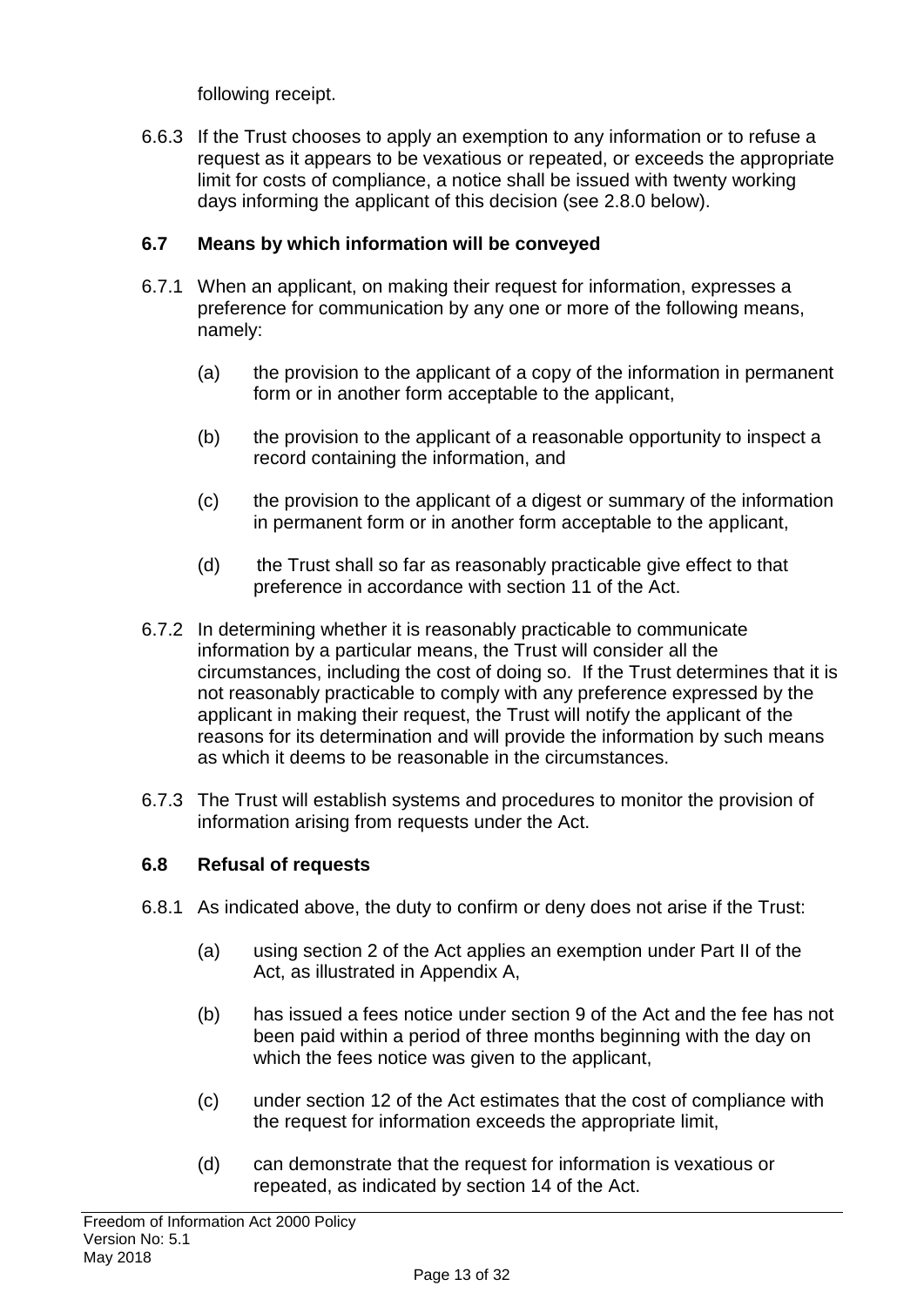following receipt.

6.6.3 If the Trust chooses to apply an exemption to any information or to refuse a request as it appears to be vexatious or repeated, or exceeds the appropriate limit for costs of compliance, a notice shall be issued with twenty working days informing the applicant of this decision (see 2.8.0 below).

### 6.7 Means by which information will be conveyed

6.7.1 When an applicant, on making their request for information, expresses a preference for communication by any one or more of the following means, namely:

(a) the provision to the applicant of a copy of the information in permanent form or in another form acceptable to the applicant,

(b) the provision to the applicant of a reasonable opportunity to inspect a record containing the information, and

(c) the provision to the applicant of a digest or summary of the information in permanent form or in another form acceptable to the applicant,

(d) the Trust shall so far as reasonably practicable give effect to that preference in accordance with section 11 of the Act.

6.7.2 In determining whether it is reasonably practicable to communicate information by a particular means, the Trust will consider all the circumstances, including the cost of doing so. If the Trust determines that it is not reasonably practicable to comply with any preference expressed by the applicant in making their request, the Trust will notify the applicant of the reasons for its determination and will provide the information by such means as which it deems to be reasonable in the circumstances.

6.7.3 The Trust will establish systems and procedures to monitor the provision of information arising from requests under the Act.

### 6.8 Refusal of requests

6.8.1 As indicated above, the duty to confirm or deny does not arise if the Trust:

(a) using section 2 of the Act applies an exemption under Part II of the Act, as illustrated in Appendix A,

(b) has issued a fees notice under section 9 of the Act and the fee has not been paid within a period of three months beginning with the day on which the fees notice was given to the applicant,

(c) under section 12 of the Act estimates that the cost of compliance with the request for information exceeds the appropriate limit,

(d) can demonstrate that the request for information is vexatious or repeated, as indicated by section 14 of the Act.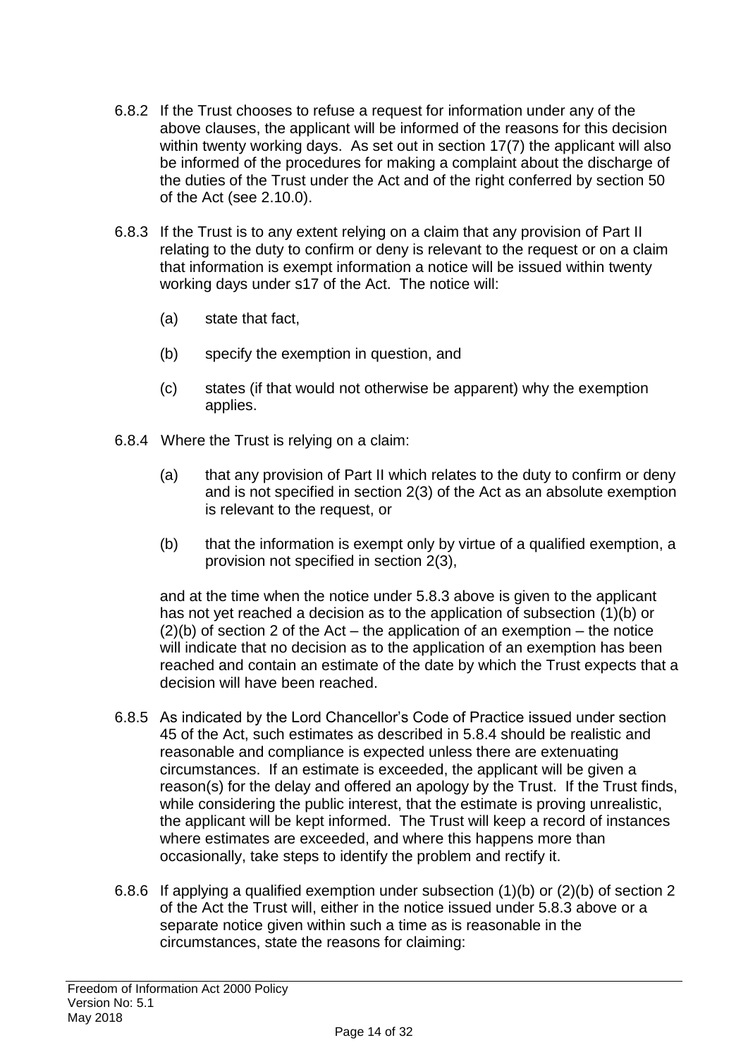6.8.2 If the Trust chooses to refuse a request for information under any of the above clauses, the applicant will be informed of the reasons for this decision within twenty working days. As set out in section 17(7) the applicant will also be informed of the procedures for making a complaint about the discharge of the duties of the Trust under the Act and of the right conferred by section 50 of the Act (see 2.10.0).

6.8.3 If the Trust is to any extent relying on a claim that any provision of Part II relating to the duty to confirm or deny is relevant to the request or on a claim that information is exempt information a notice will be issued within twenty working days under s17 of the Act. The notice will:

(a) state that fact,

(b) specify the exemption in question, and

(c) states (if that would not otherwise be apparent) why the exemption applies.

6.8.4 Where the Trust is relying on a claim:

(a) that any provision of Part II which relates to the duty to confirm or deny and is not specified in section 2(3) of the Act as an absolute exemption is relevant to the request, or

(b) that the information is exempt only by virtue of a qualified exemption, a provision not specified in section 2(3),

and at the time when the notice under 5.8.3 above is given to the applicant has not yet reached a decision as to the application of subsection (1)(b) or (2)(b) of section 2 of the Act – the application of an exemption – the notice will indicate that no decision as to the application of an exemption has been reached and contain an estimate of the date by which the Trust expects that a decision will have been reached.

6.8.5 As indicated by the Lord Chancellor's Code of Practice issued under section 45 of the Act, such estimates as described in 5.8.4 should be realistic and reasonable and compliance is expected unless there are extenuating circumstances. If an estimate is exceeded, the applicant will be given a reason(s) for the delay and offered an apology by the Trust. If the Trust finds, while considering the public interest, that the estimate is proving unrealistic, the applicant will be kept informed. The Trust will keep a record of instances where estimates are exceeded, and where this happens more than occasionally, take steps to identify the problem and rectify it.

6.8.6 If applying a qualified exemption under subsection (1)(b) or (2)(b) of section 2 of the Act the Trust will, either in the notice issued under 5.8.3 above or a separate notice given within such a time as is reasonable in the circumstances, state the reasons for claiming: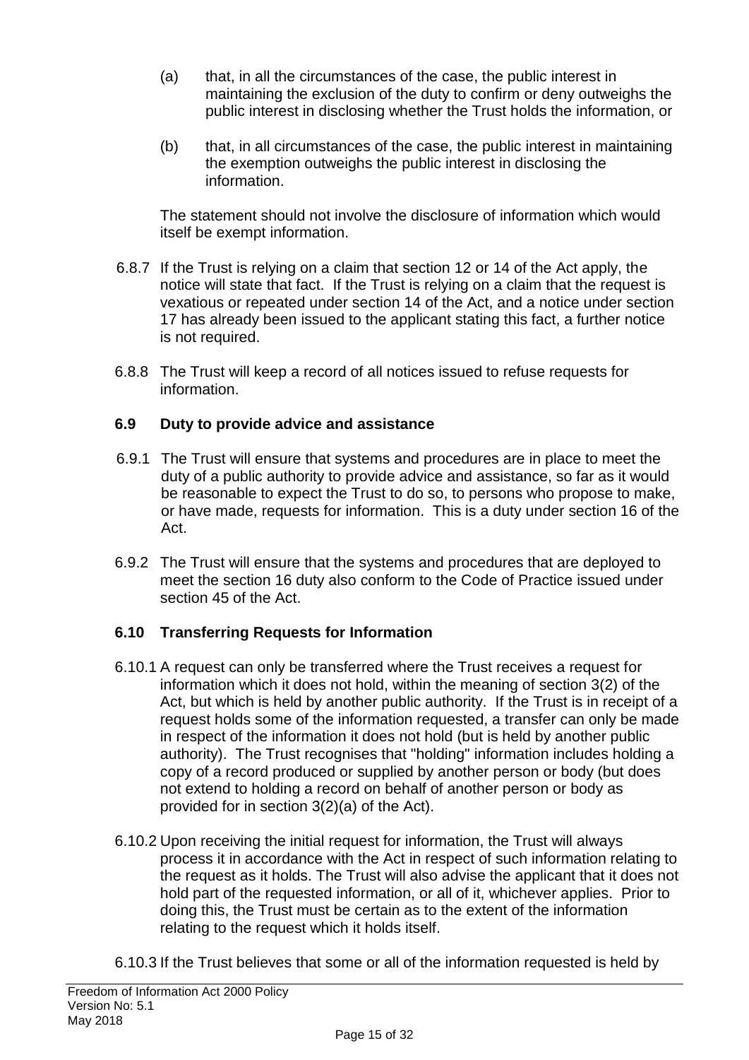(a) that, in all the circumstances of the case, the public interest in maintaining the exclusion of the duty to confirm or deny outweighs the public interest in disclosing whether the Trust holds the information, or

(b) that, in all circumstances of the case, the public interest in maintaining the exemption outweighs the public interest in disclosing the information.

The statement should not involve the disclosure of information which would itself be exempt information.

6.8.7 If the Trust is relying on a claim that section 12 or 14 of the Act apply, the notice will state that fact. If the Trust is relying on a claim that the request is vexatious or repeated under section 14 of the Act, and a notice under section 17 has already been issued to the applicant stating this fact, a further notice is not required.

6.8.8 The Trust will keep a record of all notices issued to refuse requests for information.

### 6.9 Duty to provide advice and assistance

6.9.1 The Trust will ensure that systems and procedures are in place to meet the duty of a public authority to provide advice and assistance, so far as it would be reasonable to expect the Trust to do so, to persons who propose to make, or have made, requests for information. This is a duty under section 16 of the Act.

6.9.2 The Trust will ensure that the systems and procedures that are deployed to meet the section 16 duty also conform to the Code of Practice issued under section 45 of the Act.

### 6.10 Transferring Requests for Information

6.10.1 A request can only be transferred where the Trust receives a request for information which it does not hold, within the meaning of section 3(2) of the Act, but which is held by another public authority. If the Trust is in receipt of a request holds some of the information requested, a transfer can only be made in respect of the information it does not hold (but is held by another public authority). The Trust recognises that "holding" information includes holding a copy of a record produced or supplied by another person or body (but does not extend to holding a record on behalf of another person or body as provided for in section 3(2)(a) of the Act).

6.10.2 Upon receiving the initial request for information, the Trust will always process it in accordance with the Act in respect of such information relating to the request as it holds. The Trust will also advise the applicant that it does not hold part of the requested information, or all of it, whichever applies. Prior to doing this, the Trust must be certain as to the extent of the information relating to the request which it holds itself.

6.10.3 If the Trust believes that some or all of the information requested is held by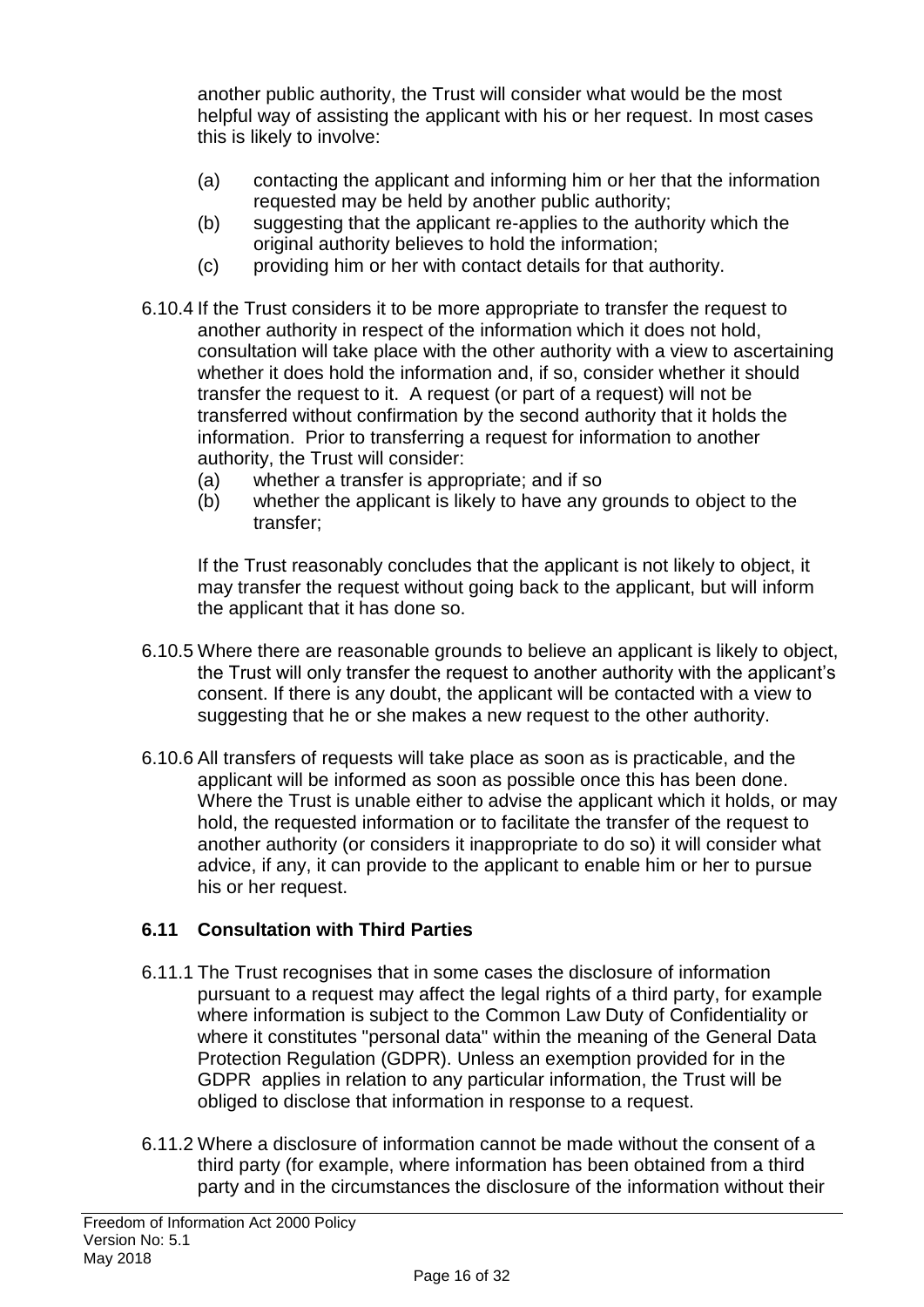another public authority, the Trust will consider what would be the most helpful way of assisting the applicant with his or her request. In most cases this is likely to involve:

(a) contacting the applicant and informing him or her that the information requested may be held by another public authority;
(b) suggesting that the applicant re-applies to the authority which the original authority believes to hold the information;
(c) providing him or her with contact details for that authority.

6.10.4 If the Trust considers it to be more appropriate to transfer the request to another authority in respect of the information which it does not hold, consultation will take place with the other authority with a view to ascertaining whether it does hold the information and, if so, consider whether it should transfer the request to it. A request (or part of a request) will not be transferred without confirmation by the second authority that it holds the information. Prior to transferring a request for information to another authority, the Trust will consider:

(a) whether a transfer is appropriate; and if so
(b) whether the applicant is likely to have any grounds to object to the transfer;

If the Trust reasonably concludes that the applicant is not likely to object, it may transfer the request without going back to the applicant, but will inform the applicant that it has done so.

6.10.5 Where there are reasonable grounds to believe an applicant is likely to object, the Trust will only transfer the request to another authority with the applicant's consent. If there is any doubt, the applicant will be contacted with a view to suggesting that he or she makes a new request to the other authority.

6.10.6 All transfers of requests will take place as soon as is practicable, and the applicant will be informed as soon as possible once this has been done. Where the Trust is unable either to advise the applicant which it holds, or may hold, the requested information or to facilitate the transfer of the request to another authority (or considers it inappropriate to do so) it will consider what advice, if any, it can provide to the applicant to enable him or her to pursue his or her request.

### 6.11 Consultation with Third Parties

6.11.1 The Trust recognises that in some cases the disclosure of information pursuant to a request may affect the legal rights of a third party, for example where information is subject to the Common Law Duty of Confidentiality or where it constitutes "personal data" within the meaning of the General Data Protection Regulation (GDPR). Unless an exemption provided for in the GDPR applies in relation to any particular information, the Trust will be obliged to disclose that information in response to a request.

6.11.2 Where a disclosure of information cannot be made without the consent of a third party (for example, where information has been obtained from a third party and in the circumstances the disclosure of the information without their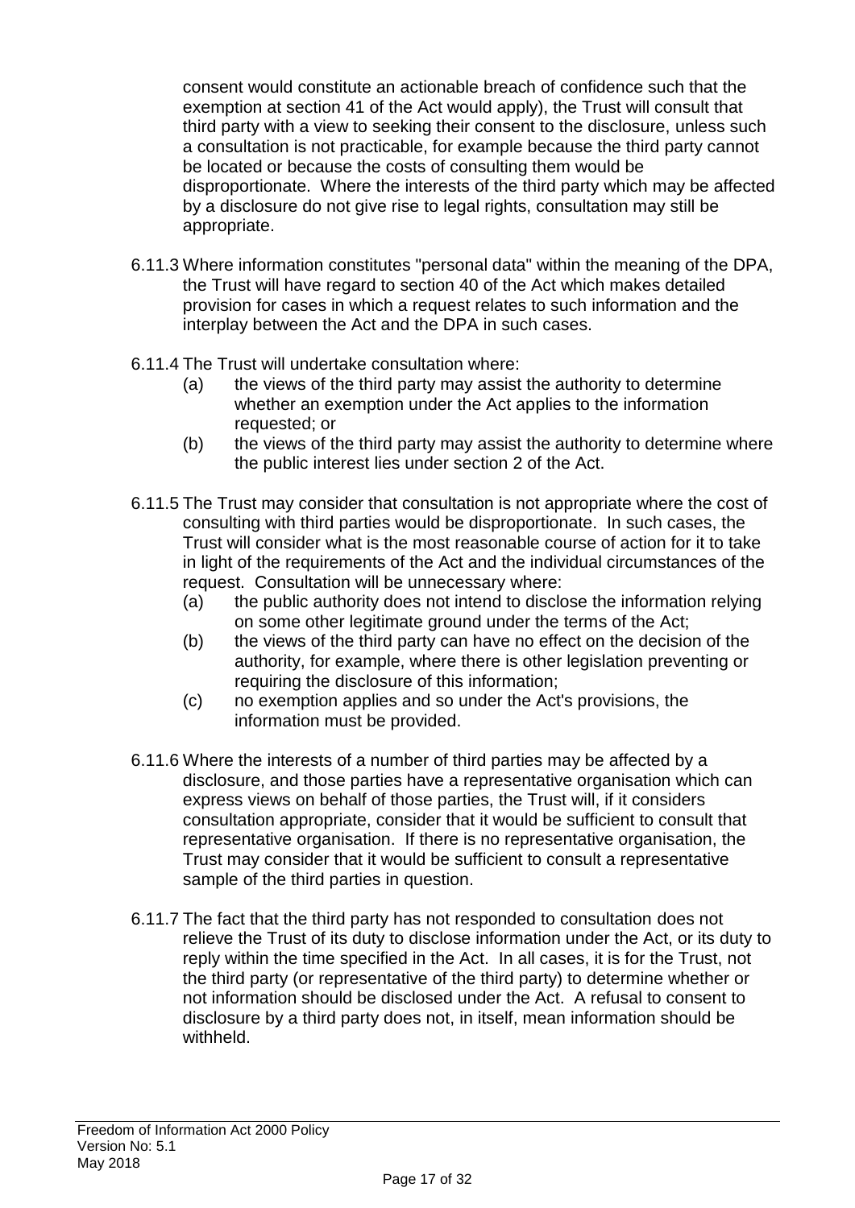consent would constitute an actionable breach of confidence such that the exemption at section 41 of the Act would apply), the Trust will consult that third party with a view to seeking their consent to the disclosure, unless such a consultation is not practicable, for example because the third party cannot be located or because the costs of consulting them would be disproportionate. Where the interests of the third party which may be affected by a disclosure do not give rise to legal rights, consultation may still be appropriate.

6.11.3 Where information constitutes "personal data" within the meaning of the DPA, the Trust will have regard to section 40 of the Act which makes detailed provision for cases in which a request relates to such information and the interplay between the Act and the DPA in such cases.

6.11.4 The Trust will undertake consultation where:

(a) the views of the third party may assist the authority to determine whether an exemption under the Act applies to the information requested; or

(b) the views of the third party may assist the authority to determine where the public interest lies under section 2 of the Act.

6.11.5 The Trust may consider that consultation is not appropriate where the cost of consulting with third parties would be disproportionate. In such cases, the Trust will consider what is the most reasonable course of action for it to take in light of the requirements of the Act and the individual circumstances of the request. Consultation will be unnecessary where:

(a) the public authority does not intend to disclose the information relying on some other legitimate ground under the terms of the Act;

(b) the views of the third party can have no effect on the decision of the authority, for example, where there is other legislation preventing or requiring the disclosure of this information;

(c) no exemption applies and so under the Act's provisions, the information must be provided.

6.11.6 Where the interests of a number of third parties may be affected by a disclosure, and those parties have a representative organisation which can express views on behalf of those parties, the Trust will, if it considers consultation appropriate, consider that it would be sufficient to consult that representative organisation. If there is no representative organisation, the Trust may consider that it would be sufficient to consult a representative sample of the third parties in question.

6.11.7 The fact that the third party has not responded to consultation does not relieve the Trust of its duty to disclose information under the Act, or its duty to reply within the time specified in the Act. In all cases, it is for the Trust, not the third party (or representative of the third party) to determine whether or not information should be disclosed under the Act. A refusal to consent to disclosure by a third party does not, in itself, mean information should be withheld.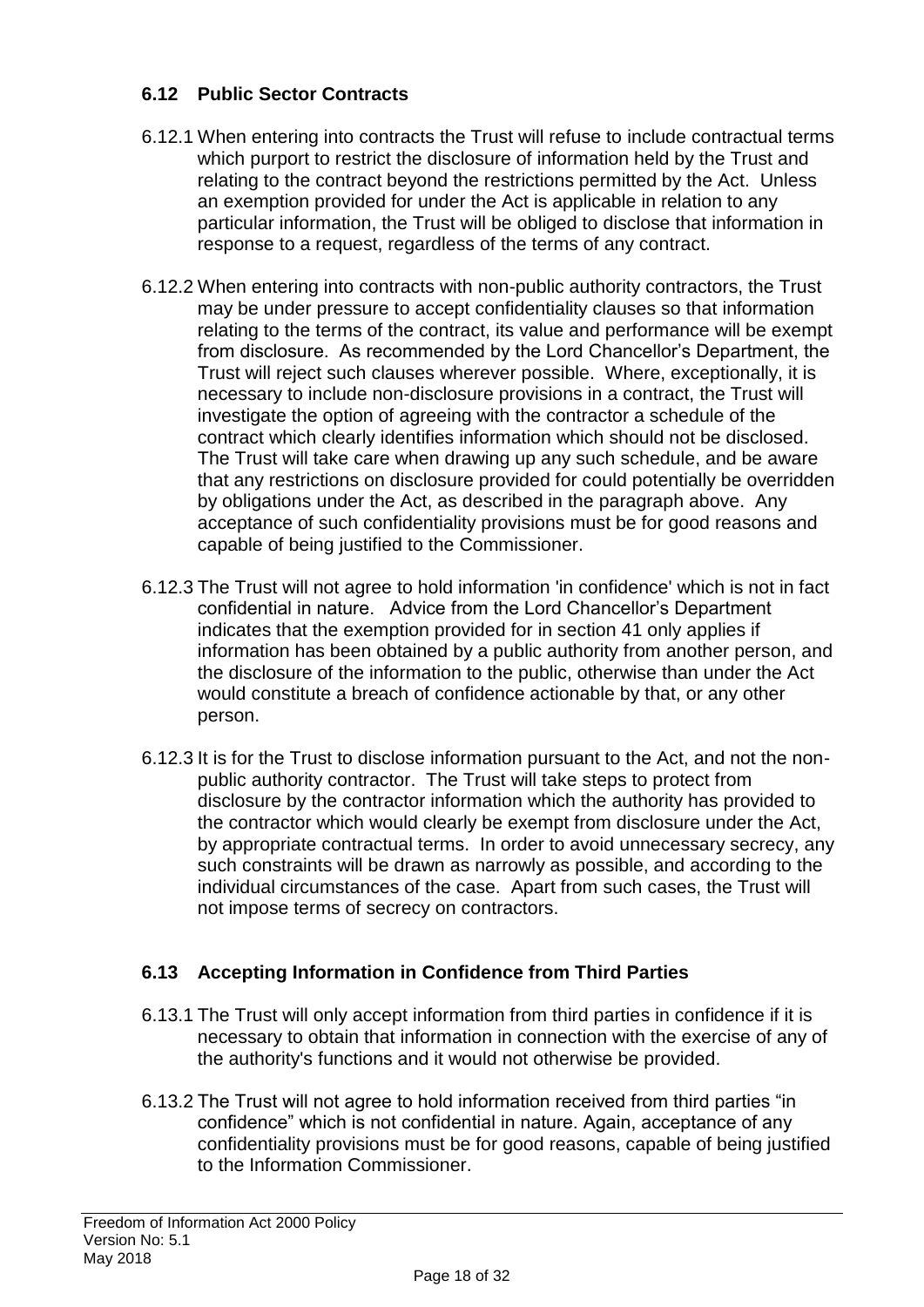### 6.12 Public Sector Contracts

6.12.1 When entering into contracts the Trust will refuse to include contractual terms which purport to restrict the disclosure of information held by the Trust and relating to the contract beyond the restrictions permitted by the Act. Unless an exemption provided for under the Act is applicable in relation to any particular information, the Trust will be obliged to disclose that information in response to a request, regardless of the terms of any contract.

6.12.2 When entering into contracts with non-public authority contractors, the Trust may be under pressure to accept confidentiality clauses so that information relating to the terms of the contract, its value and performance will be exempt from disclosure. As recommended by the Lord Chancellor's Department, the Trust will reject such clauses wherever possible. Where, exceptionally, it is necessary to include non-disclosure provisions in a contract, the Trust will investigate the option of agreeing with the contractor a schedule of the contract which clearly identifies information which should not be disclosed. The Trust will take care when drawing up any such schedule, and be aware that any restrictions on disclosure provided for could potentially be overridden by obligations under the Act, as described in the paragraph above. Any acceptance of such confidentiality provisions must be for good reasons and capable of being justified to the Commissioner.

6.12.3 The Trust will not agree to hold information 'in confidence' which is not in fact confidential in nature. Advice from the Lord Chancellor's Department indicates that the exemption provided for in section 41 only applies if information has been obtained by a public authority from another person, and the disclosure of the information to the public, otherwise than under the Act would constitute a breach of confidence actionable by that, or any other person.

6.12.3 It is for the Trust to disclose information pursuant to the Act, and not the non-public authority contractor. The Trust will take steps to protect from disclosure by the contractor information which the authority has provided to the contractor which would clearly be exempt from disclosure under the Act, by appropriate contractual terms. In order to avoid unnecessary secrecy, any such constraints will be drawn as narrowly as possible, and according to the individual circumstances of the case. Apart from such cases, the Trust will not impose terms of secrecy on contractors.

### 6.13 Accepting Information in Confidence from Third Parties

6.13.1 The Trust will only accept information from third parties in confidence if it is necessary to obtain that information in connection with the exercise of any of the authority's functions and it would not otherwise be provided.

6.13.2 The Trust will not agree to hold information received from third parties "in confidence" which is not confidential in nature. Again, acceptance of any confidentiality provisions must be for good reasons, capable of being justified to the Information Commissioner.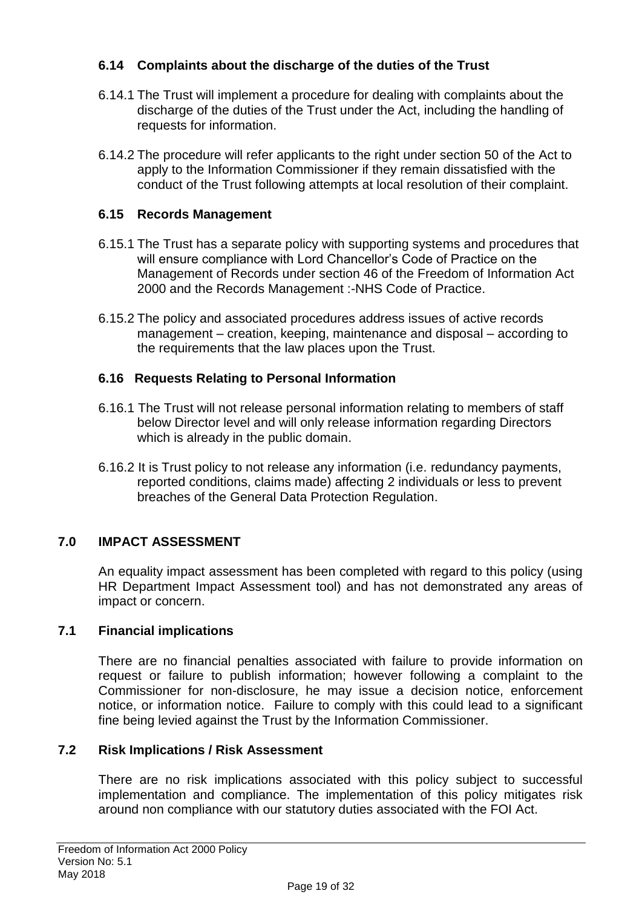### 6.14 Complaints about the discharge of the duties of the Trust

6.14.1 The Trust will implement a procedure for dealing with complaints about the discharge of the duties of the Trust under the Act, including the handling of requests for information.

6.14.2 The procedure will refer applicants to the right under section 50 of the Act to apply to the Information Commissioner if they remain dissatisfied with the conduct of the Trust following attempts at local resolution of their complaint.

### 6.15 Records Management

6.15.1 The Trust has a separate policy with supporting systems and procedures that will ensure compliance with Lord Chancellor's Code of Practice on the Management of Records under section 46 of the Freedom of Information Act 2000 and the Records Management :-NHS Code of Practice.

6.15.2 The policy and associated procedures address issues of active records management – creation, keeping, maintenance and disposal – according to the requirements that the law places upon the Trust.

### 6.16 Requests Relating to Personal Information

6.16.1 The Trust will not release personal information relating to members of staff below Director level and will only release information regarding Directors which is already in the public domain.

6.16.2 It is Trust policy to not release any information (i.e. redundancy payments, reported conditions, claims made) affecting 2 individuals or less to prevent breaches of the General Data Protection Regulation.

## 7.0 IMPACT ASSESSMENT

An equality impact assessment has been completed with regard to this policy (using HR Department Impact Assessment tool) and has not demonstrated any areas of impact or concern.

### 7.1 Financial implications

There are no financial penalties associated with failure to provide information on request or failure to publish information; however following a complaint to the Commissioner for non-disclosure, he may issue a decision notice, enforcement notice, or information notice. Failure to comply with this could lead to a significant fine being levied against the Trust by the Information Commissioner.

### 7.2 Risk Implications / Risk Assessment

There are no risk implications associated with this policy subject to successful implementation and compliance. The implementation of this policy mitigates risk around non compliance with our statutory duties associated with the FOI Act.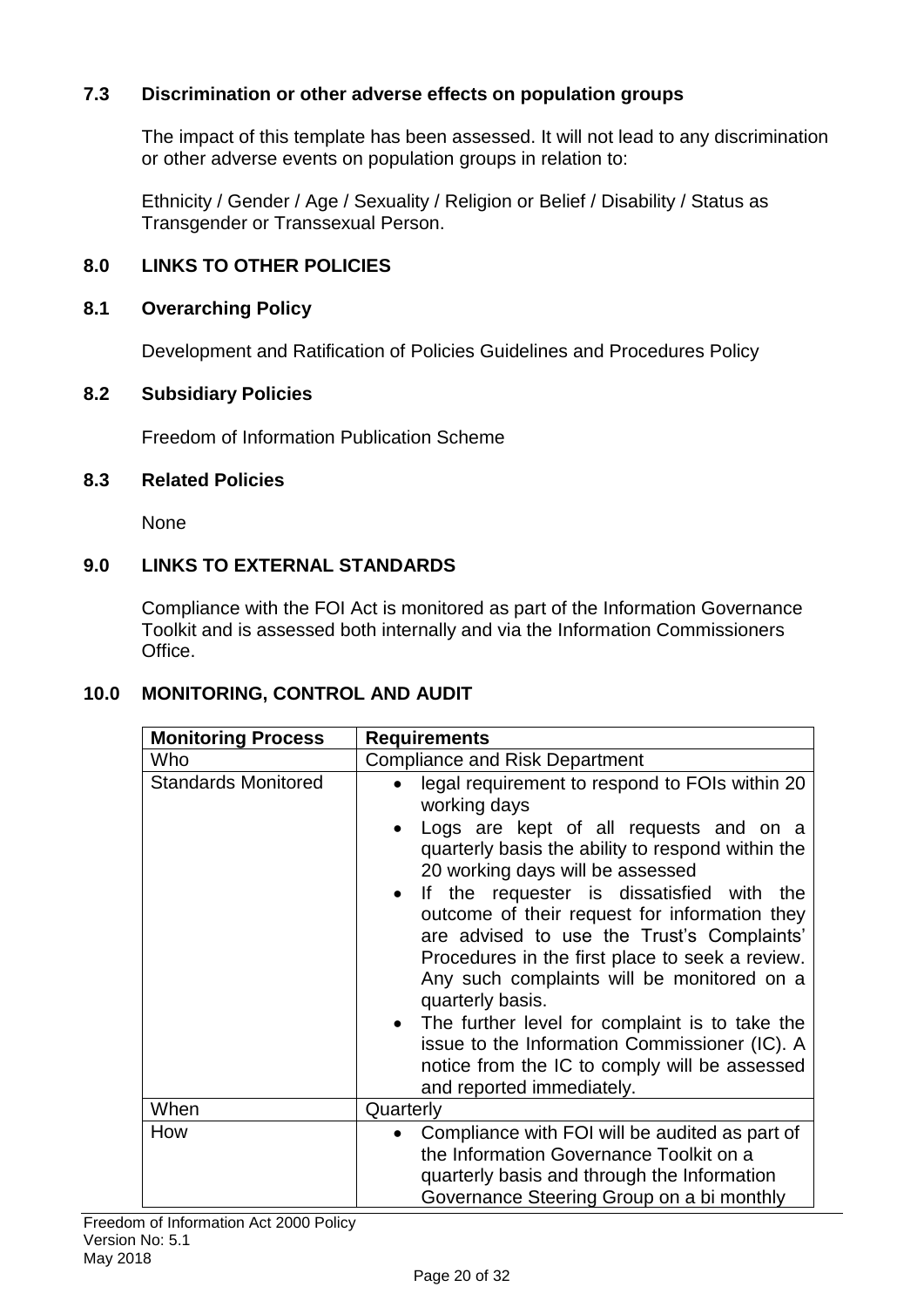### 7.3 Discrimination or other adverse effects on population groups

The impact of this template has been assessed. It will not lead to any discrimination or other adverse events on population groups in relation to:

Ethnicity / Gender / Age / Sexuality / Religion or Belief / Disability / Status as Transgender or Transsexual Person.

## 8.0 LINKS TO OTHER POLICIES

### 8.1 Overarching Policy

Development and Ratification of Policies Guidelines and Procedures Policy

### 8.2 Subsidiary Policies

Freedom of Information Publication Scheme

### 8.3 Related Policies

None

## 9.0 LINKS TO EXTERNAL STANDARDS

Compliance with the FOI Act is monitored as part of the Information Governance Toolkit and is assessed both internally and via the Information Commissioners Office.

## 10.0 MONITORING, CONTROL AND AUDIT

| Monitoring Process | Requirements |
|---|---|
| Who | Compliance and Risk Department |
| Standards Monitored | • legal requirement to respond to FOIs within 20 working days<br>• Logs are kept of all requests and on a quarterly basis the ability to respond within the 20 working days will be assessed<br>• If the requester is dissatisfied with the outcome of their request for information they are advised to use the Trust's Complaints' Procedures in the first place to seek a review. Any such complaints will be monitored on a quarterly basis.<br>• The further level for complaint is to take the issue to the Information Commissioner (IC). A notice from the IC to comply will be assessed and reported immediately. |
| When | Quarterly |
| How | • Compliance with FOI will be audited as part of the Information Governance Toolkit on a quarterly basis and through the Information Governance Steering Group on a bi monthly |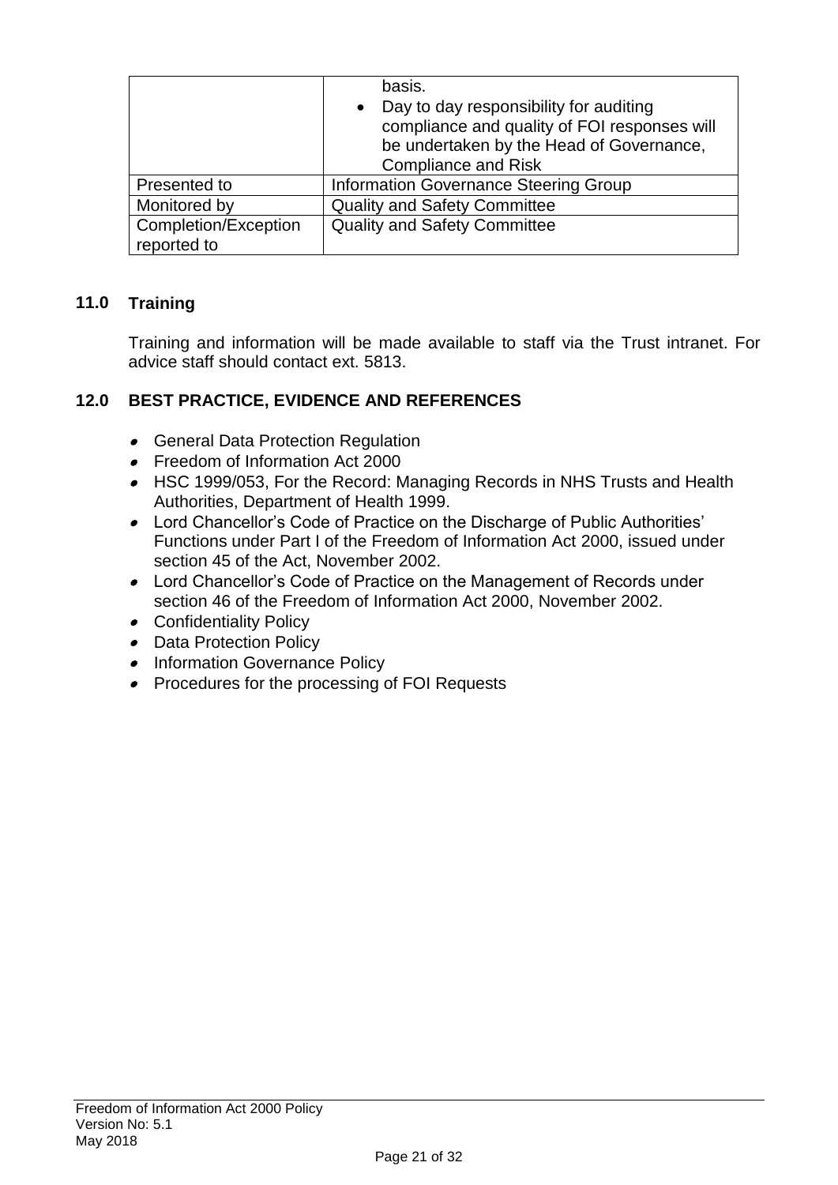| | |
|---|---|
| | basis.<br>• Day to day responsibility for auditing compliance and quality of FOI responses will be undertaken by the Head of Governance, Compliance and Risk |
| Presented to | Information Governance Steering Group |
| Monitored by | Quality and Safety Committee |
| Completion/Exception reported to | Quality and Safety Committee |

## 11.0 Training

Training and information will be made available to staff via the Trust intranet. For advice staff should contact ext. 5813.

## 12.0 BEST PRACTICE, EVIDENCE AND REFERENCES

- General Data Protection Regulation
- Freedom of Information Act 2000
- HSC 1999/053, For the Record: Managing Records in NHS Trusts and Health Authorities, Department of Health 1999.
- Lord Chancellor's Code of Practice on the Discharge of Public Authorities' Functions under Part I of the Freedom of Information Act 2000, issued under section 45 of the Act, November 2002.
- Lord Chancellor's Code of Practice on the Management of Records under section 46 of the Freedom of Information Act 2000, November 2002.
- Confidentiality Policy
- Data Protection Policy
- Information Governance Policy
- Procedures for the processing of FOI Requests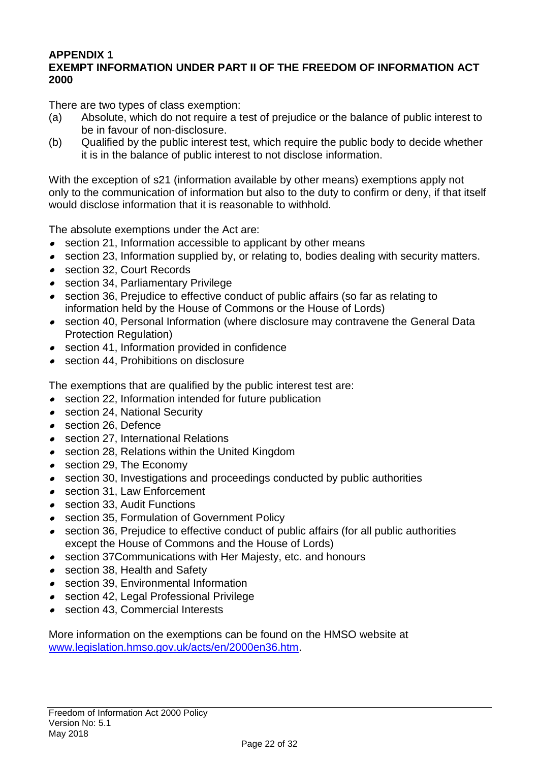**APPENDIX 1**
**EXEMPT INFORMATION UNDER PART II OF THE FREEDOM OF INFORMATION ACT 2000**

There are two types of class exemption:

(a) Absolute, which do not require a test of prejudice or the balance of public interest to be in favour of non-disclosure.

(b) Qualified by the public interest test, which require the public body to decide whether it is in the balance of public interest to not disclose information.

With the exception of s21 (information available by other means) exemptions apply not only to the communication of information but also to the duty to confirm or deny, if that itself would disclose information that it is reasonable to withhold.

The absolute exemptions under the Act are:

- section 21, Information accessible to applicant by other means
- section 23, Information supplied by, or relating to, bodies dealing with security matters.
- section 32, Court Records
- section 34, Parliamentary Privilege
- section 36, Prejudice to effective conduct of public affairs (so far as relating to information held by the House of Commons or the House of Lords)
- section 40, Personal Information (where disclosure may contravene the General Data Protection Regulation)
- section 41, Information provided in confidence
- section 44, Prohibitions on disclosure

The exemptions that are qualified by the public interest test are:

- section 22, Information intended for future publication
- section 24, National Security
- section 26, Defence
- section 27, International Relations
- section 28, Relations within the United Kingdom
- section 29, The Economy
- section 30, Investigations and proceedings conducted by public authorities
- section 31, Law Enforcement
- section 33, Audit Functions
- section 35, Formulation of Government Policy
- section 36, Prejudice to effective conduct of public affairs (for all public authorities except the House of Commons and the House of Lords)
- section 37Communications with Her Majesty, etc. and honours
- section 38, Health and Safety
- section 39, Environmental Information
- section 42, Legal Professional Privilege
- section 43, Commercial Interests

More information on the exemptions can be found on the HMSO website at [www.legislation.hmso.gov.uk/acts/en/2000en36.htm](www.legislation.hmso.gov.uk/acts/en/2000en36.htm).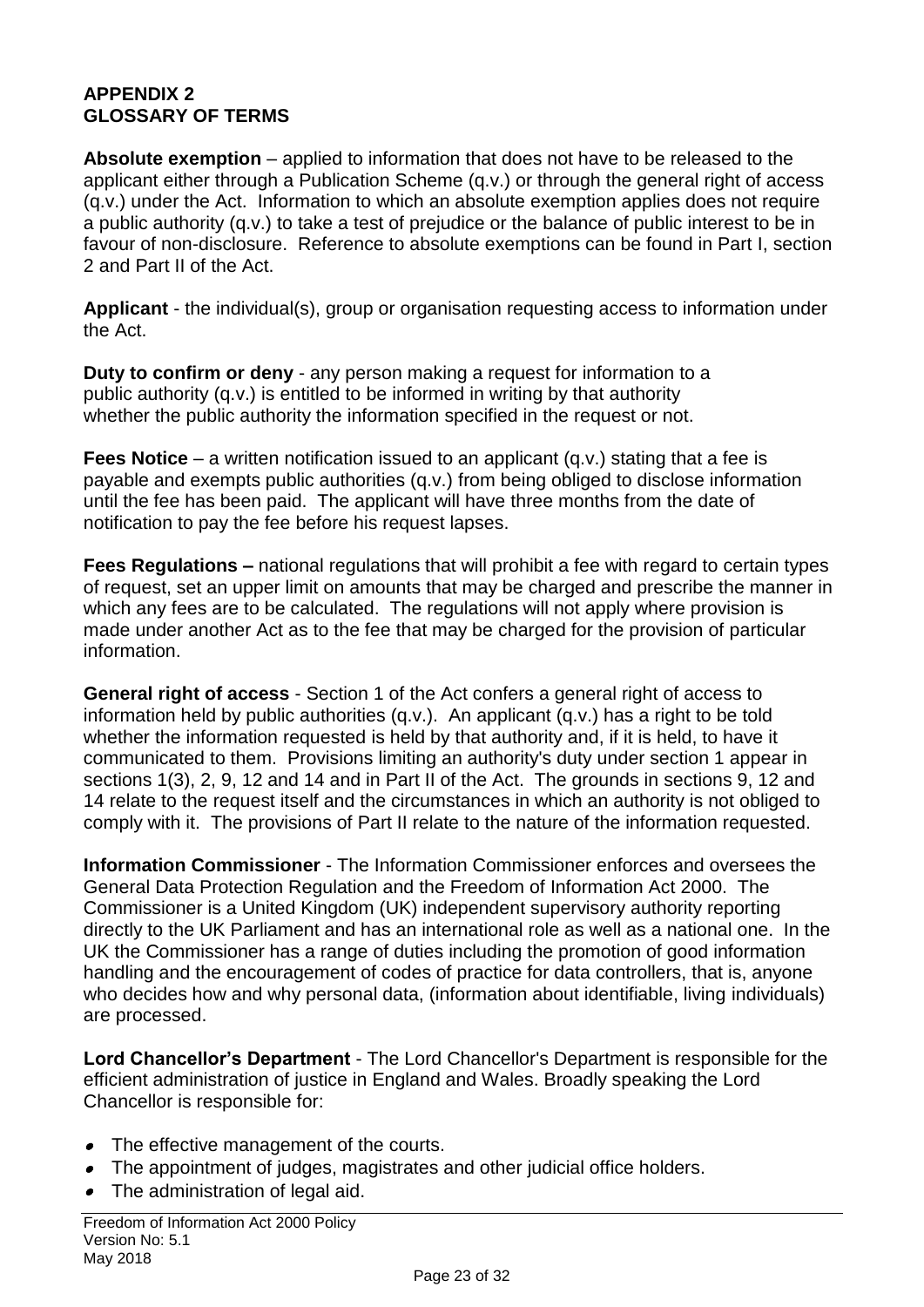**APPENDIX 2**
**GLOSSARY OF TERMS**

**Absolute exemption** – applied to information that does not have to be released to the applicant either through a Publication Scheme (q.v.) or through the general right of access (q.v.) under the Act. Information to which an absolute exemption applies does not require a public authority (q.v.) to take a test of prejudice or the balance of public interest to be in favour of non-disclosure. Reference to absolute exemptions can be found in Part I, section 2 and Part II of the Act.

**Applicant** - the individual(s), group or organisation requesting access to information under the Act.

**Duty to confirm or deny** - any person making a request for information to a public authority (q.v.) is entitled to be informed in writing by that authority whether the public authority the information specified in the request or not.

**Fees Notice** – a written notification issued to an applicant (q.v.) stating that a fee is payable and exempts public authorities (q.v.) from being obliged to disclose information until the fee has been paid. The applicant will have three months from the date of notification to pay the fee before his request lapses.

**Fees Regulations –** national regulations that will prohibit a fee with regard to certain types of request, set an upper limit on amounts that may be charged and prescribe the manner in which any fees are to be calculated. The regulations will not apply where provision is made under another Act as to the fee that may be charged for the provision of particular information.

**General right of access** - Section 1 of the Act confers a general right of access to information held by public authorities (q.v.). An applicant (q.v.) has a right to be told whether the information requested is held by that authority and, if it is held, to have it communicated to them. Provisions limiting an authority's duty under section 1 appear in sections 1(3), 2, 9, 12 and 14 and in Part II of the Act. The grounds in sections 9, 12 and 14 relate to the request itself and the circumstances in which an authority is not obliged to comply with it. The provisions of Part II relate to the nature of the information requested.

**Information Commissioner** - The Information Commissioner enforces and oversees the General Data Protection Regulation and the Freedom of Information Act 2000. The Commissioner is a United Kingdom (UK) independent supervisory authority reporting directly to the UK Parliament and has an international role as well as a national one. In the UK the Commissioner has a range of duties including the promotion of good information handling and the encouragement of codes of practice for data controllers, that is, anyone who decides how and why personal data, (information about identifiable, living individuals) are processed.

**Lord Chancellor's Department** - The Lord Chancellor's Department is responsible for the efficient administration of justice in England and Wales. Broadly speaking the Lord Chancellor is responsible for:

- The effective management of the courts.
- The appointment of judges, magistrates and other judicial office holders.
- The administration of legal aid.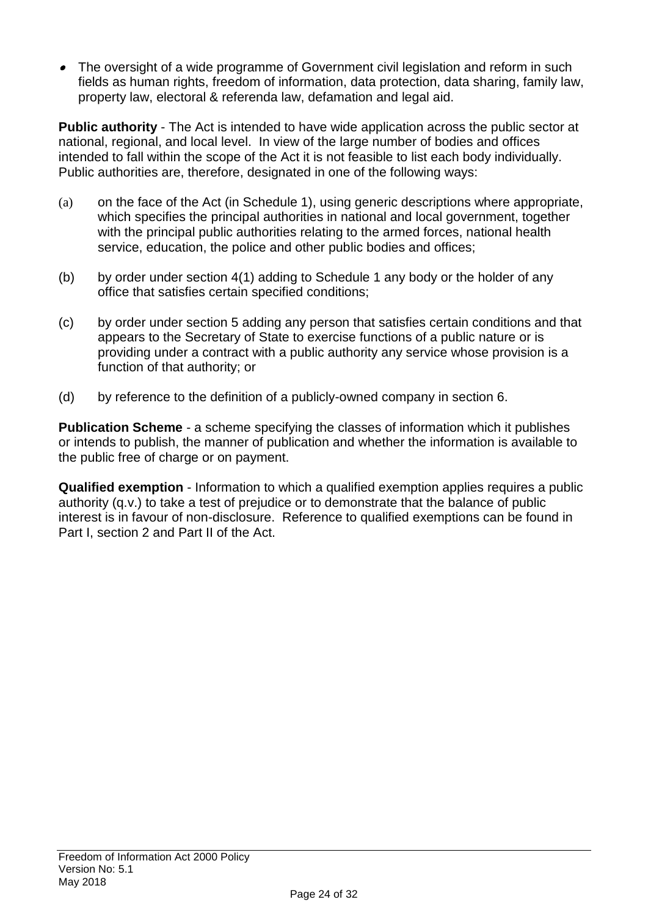- The oversight of a wide programme of Government civil legislation and reform in such fields as human rights, freedom of information, data protection, data sharing, family law, property law, electoral & referenda law, defamation and legal aid.

**Public authority** - The Act is intended to have wide application across the public sector at national, regional, and local level. In view of the large number of bodies and offices intended to fall within the scope of the Act it is not feasible to list each body individually. Public authorities are, therefore, designated in one of the following ways:

(a) on the face of the Act (in Schedule 1), using generic descriptions where appropriate, which specifies the principal authorities in national and local government, together with the principal public authorities relating to the armed forces, national health service, education, the police and other public bodies and offices;

(b) by order under section 4(1) adding to Schedule 1 any body or the holder of any office that satisfies certain specified conditions;

(c) by order under section 5 adding any person that satisfies certain conditions and that appears to the Secretary of State to exercise functions of a public nature or is providing under a contract with a public authority any service whose provision is a function of that authority; or

(d) by reference to the definition of a publicly-owned company in section 6.

**Publication Scheme** - a scheme specifying the classes of information which it publishes or intends to publish, the manner of publication and whether the information is available to the public free of charge or on payment.

**Qualified exemption** - Information to which a qualified exemption applies requires a public authority (q.v.) to take a test of prejudice or to demonstrate that the balance of public interest is in favour of non-disclosure. Reference to qualified exemptions can be found in Part I, section 2 and Part II of the Act.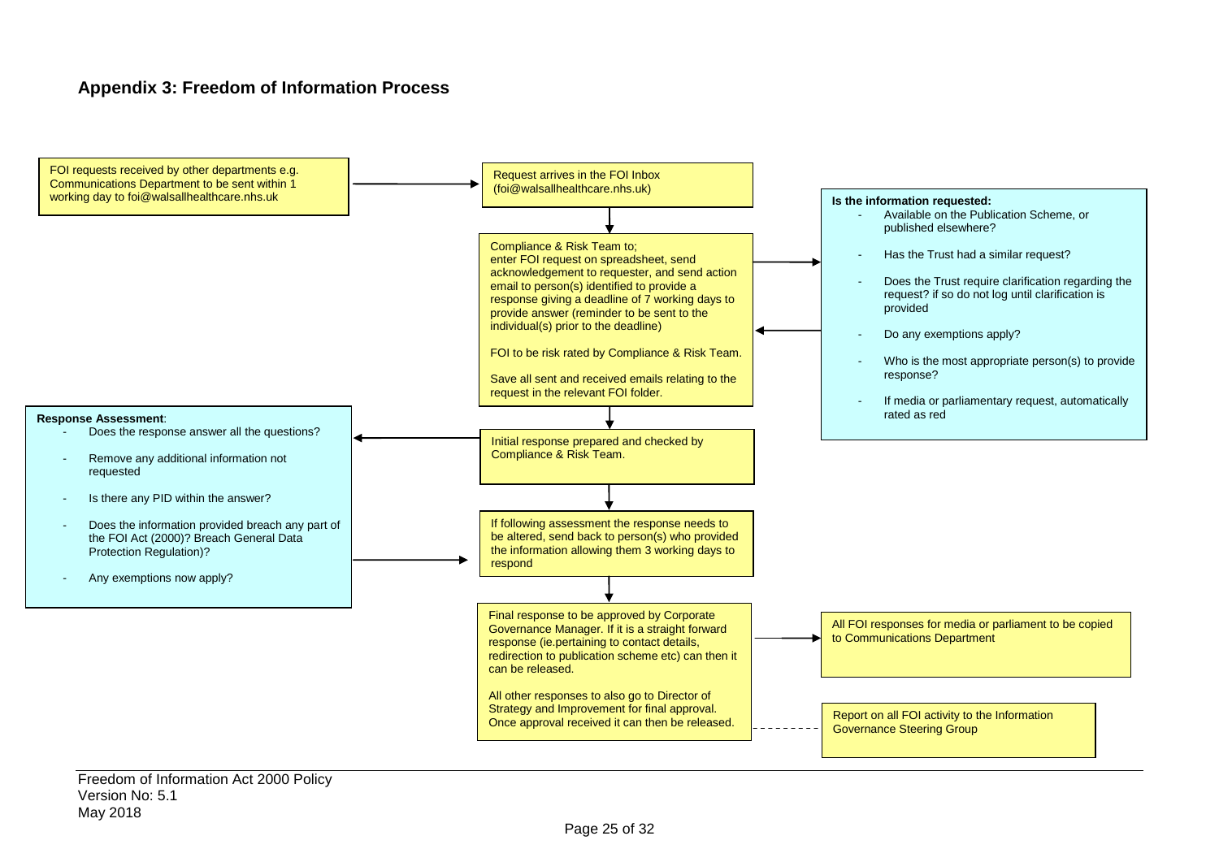## Appendix 3: Freedom of Information Process

FOI requests received by other departments e.g. Communications Department to be sent within 1 working day to foi@walsallhealthcare.nhs.uk

Request arrives in the FOI Inbox (foi@walsallhealthcare.nhs.uk)

Compliance & Risk Team to; enter FOI request on spreadsheet, send acknowledgement to requester, and send action email to person(s) identified to provide a response giving a deadline of 7 working days to provide answer (reminder to be sent to the individual(s) prior to the deadline)

FOI to be risk rated by Compliance & Risk Team.

Save all sent and received emails relating to the request in the relevant FOI folder.

**Is the information requested:**

- Available on the Publication Scheme, or published elsewhere?
- Has the Trust had a similar request?
- Does the Trust require clarification regarding the request? if so do not log until clarification is provided
- Do any exemptions apply?
- Who is the most appropriate person(s) to provide response?
- If media or parliamentary request, automatically rated as red

Initial response prepared and checked by Compliance & Risk Team.

**Response Assessment**:

- Does the response answer all the questions?
- Remove any additional information not requested
- Is there any PID within the answer?
- Does the information provided breach any part of the FOI Act (2000)? Breach General Data Protection Regulation)?
- Any exemptions now apply?

If following assessment the response needs to be altered, send back to person(s) who provided the information allowing them 3 working days to respond

Final response to be approved by Corporate Governance Manager. If it is a straight forward response (ie.pertaining to contact details, redirection to publication scheme etc) can then it can be released.

All other responses to also go to Director of Strategy and Improvement for final approval. Once approval received it can then be released.

All FOI responses for media or parliament to be copied to Communications Department

Report on all FOI activity to the Information Governance Steering Group

Freedom of Information Act 2000 Policy
Version No: 5.1
May 2018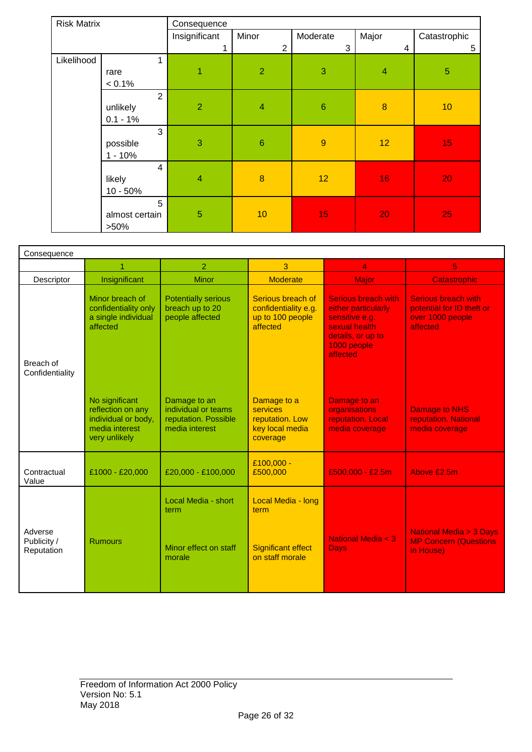| Risk Matrix | | Consequence | | | | |
|---|---|---|---|---|---|---|
| | | Insignificant 1 | Minor 2 | Moderate 3 | Major 4 | Catastrophic 5 |
| Likelihood | 1 rare < 0.1% | 1 | 2 | 3 | 4 | 5 |
| | 2 unlikely 0.1 - 1% | 2 | 4 | 6 | 8 | 10 |
| | 3 possible 1 - 10% | 3 | 6 | 9 | 12 | 15 |
| | 4 likely 10 - 50% | 4 | 8 | 12 | 16 | 20 |
| | 5 almost certain >50% | 5 | 10 | 15 | 20 | 25 |

| Consequence | | | | | |
|---|---|---|---|---|---|
| | 1 | 2 | 3 | 4 | 5 |
| Descriptor | Insignificant | Minor | Moderate | Major | Catastrophic |
| Breach of Confidentiality | Minor breach of confidentiality only a single individual affected<br><br>No significant reflection on any individual or body, media interest very unlikely | Potentially serious breach up to 20 people affected<br><br>Damage to an individual or teams reputation. Possible media interest | Serious breach of confidentiality e.g. up to 100 people affected<br><br>Damage to a services reputation. Low key local media coverage | Serious breach with either particularly sensitive e.g. sexual health details, or up to 1000 people affected<br><br>Damage to an organisations reputation. Local media coverage | Serious breach with potential for ID theft or over 1000 people affected<br><br>Damage to NHS reputation. National media coverage |
| Contractual Value | £1000 - £20,000 | £20,000 - £100,000 | £100,000 - £500,000 | £500,000 - £2.5m | Above £2.5m |
| Adverse Publicity / Reputation | Rumours | Local Media - short term<br><br>Minor effect on staff morale | Local Media - long term<br><br>Significant effect on staff morale | National Media < 3 Days | National Media > 3 Days MP Concern (Questions in House) |

Freedom of Information Act 2000 Policy
Version No: 5.1
May 2018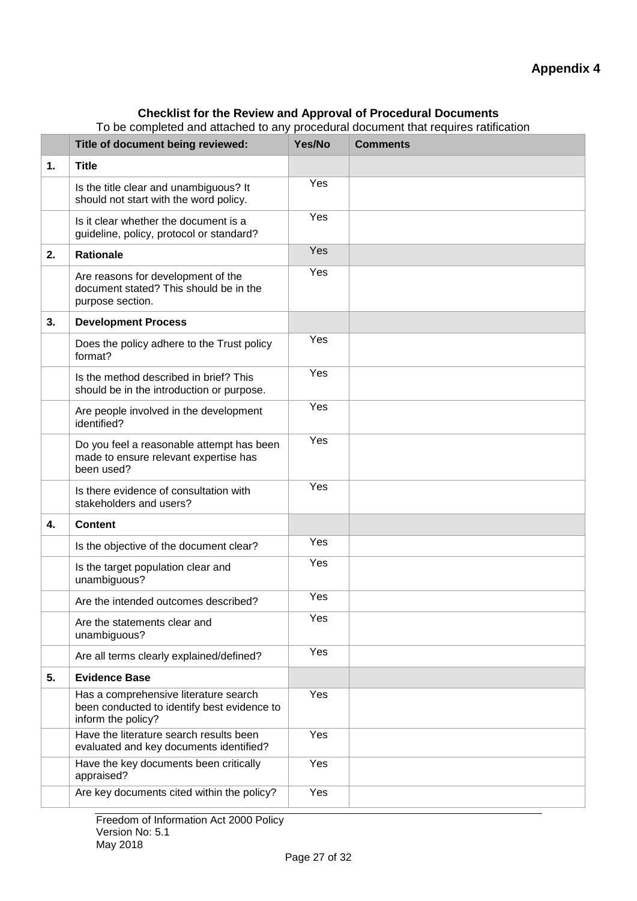**Appendix 4**

### Checklist for the Review and Approval of Procedural Documents

To be completed and attached to any procedural document that requires ratification

| | Title of document being reviewed: | Yes/No | Comments |
|---|---|---|---|
| **1.** | **Title** | | |
| | Is the title clear and unambiguous? It should not start with the word policy. | Yes | |
| | Is it clear whether the document is a guideline, policy, protocol or standard? | Yes | |
| **2.** | **Rationale** | Yes | |
| | Are reasons for development of the document stated? This should be in the purpose section. | Yes | |
| **3.** | **Development Process** | | |
| | Does the policy adhere to the Trust policy format? | Yes | |
| | Is the method described in brief? This should be in the introduction or purpose. | Yes | |
| | Are people involved in the development identified? | Yes | |
| | Do you feel a reasonable attempt has been made to ensure relevant expertise has been used? | Yes | |
| | Is there evidence of consultation with stakeholders and users? | Yes | |
| **4.** | **Content** | | |
| | Is the objective of the document clear? | Yes | |
| | Is the target population clear and unambiguous? | Yes | |
| | Are the intended outcomes described? | Yes | |
| | Are the statements clear and unambiguous? | Yes | |
| | Are all terms clearly explained/defined? | Yes | |
| **5.** | **Evidence Base** | | |
| | Has a comprehensive literature search been conducted to identify best evidence to inform the policy? | Yes | |
| | Have the literature search results been evaluated and key documents identified? | Yes | |
| | Have the key documents been critically appraised? | Yes | |
| | Are key documents cited within the policy? | Yes | |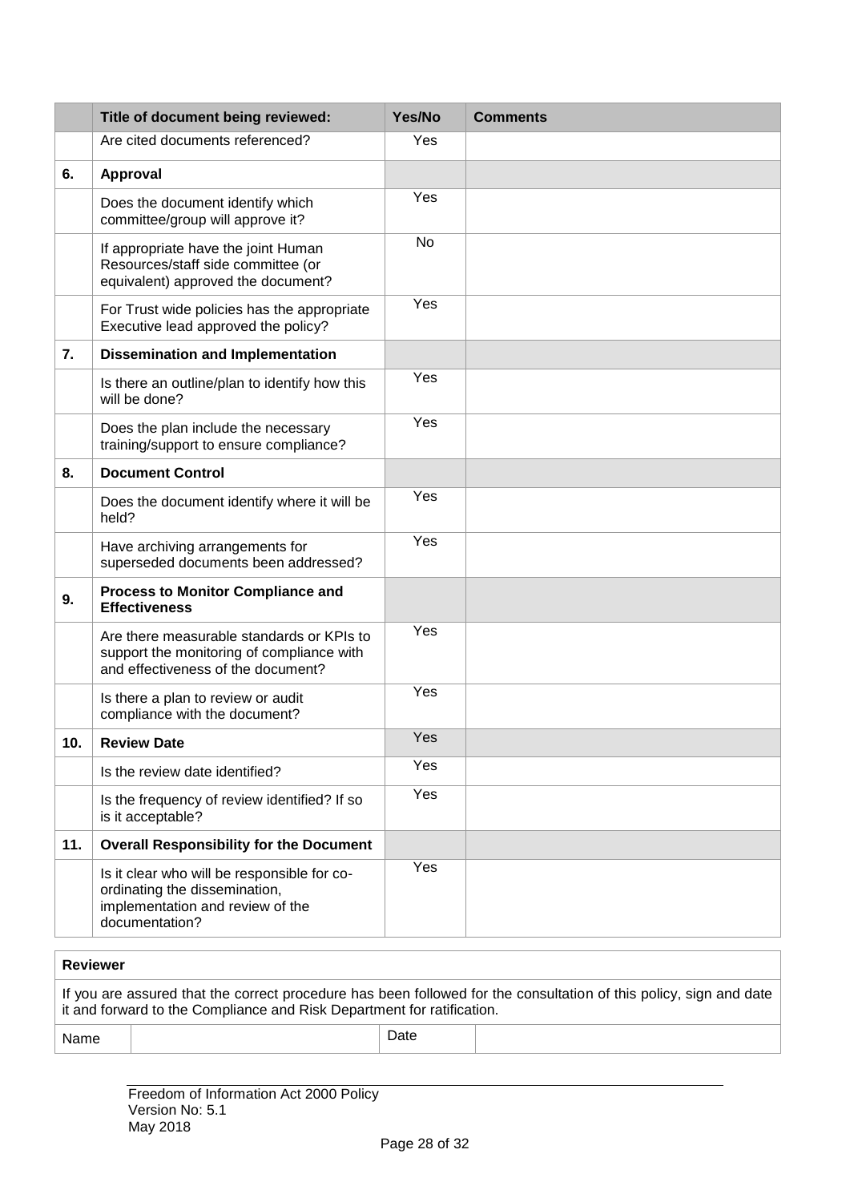|  | Title of document being reviewed: | Yes/No | Comments |
|---|---|---|---|
|  | Are cited documents referenced? | Yes |  |
| 6. | **Approval** |  |  |
|  | Does the document identify which committee/group will approve it? | Yes |  |
|  | If appropriate have the joint Human Resources/staff side committee (or equivalent) approved the document? | No |  |
|  | For Trust wide policies has the appropriate Executive lead approved the policy? | Yes |  |
| 7. | **Dissemination and Implementation** |  |  |
|  | Is there an outline/plan to identify how this will be done? | Yes |  |
|  | Does the plan include the necessary training/support to ensure compliance? | Yes |  |
| 8. | **Document Control** |  |  |
|  | Does the document identify where it will be held? | Yes |  |
|  | Have archiving arrangements for superseded documents been addressed? | Yes |  |
| 9. | **Process to Monitor Compliance and Effectiveness** |  |  |
|  | Are there measurable standards or KPIs to support the monitoring of compliance with and effectiveness of the document? | Yes |  |
|  | Is there a plan to review or audit compliance with the document? | Yes |  |
| 10. | **Review Date** | Yes |  |
|  | Is the review date identified? | Yes |  |
|  | Is the frequency of review identified? If so is it acceptable? | Yes |  |
| 11. | **Overall Responsibility for the Document** |  |  |
|  | Is it clear who will be responsible for co-ordinating the dissemination, implementation and review of the documentation? | Yes |  |

| **Reviewer** | | | |
|---|---|---|---|
| If you are assured that the correct procedure has been followed for the consultation of this policy, sign and date it and forward to the Compliance and Risk Department for ratification. | | | |
| Name |  | Date |  |

Freedom of Information Act 2000 Policy
Version No: 5.1
May 2018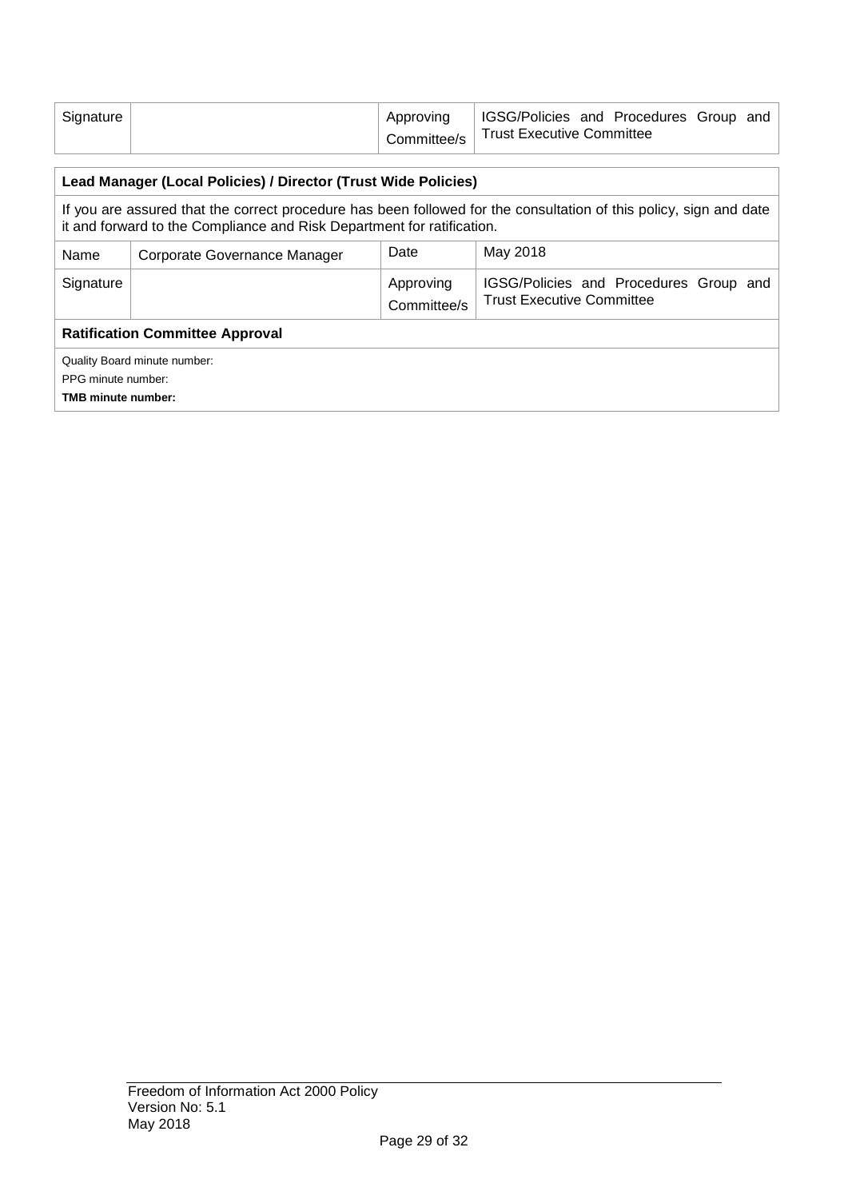| Signature | | Approving Committee/s | IGSG/Policies and Procedures Group and Trust Executive Committee |
|---|---|---|---|

| **Lead Manager (Local Policies) / Director (Trust Wide Policies)** | | | |
|---|---|---|---|
| If you are assured that the correct procedure has been followed for the consultation of this policy, sign and date it and forward to the Compliance and Risk Department for ratification. | | | |
| Name | Corporate Governance Manager | Date | May 2018 |
| Signature | | Approving Committee/s | IGSG/Policies and Procedures Group and Trust Executive Committee |
| **Ratification Committee Approval** | | | |
| Quality Board minute number:<br>PPG minute number:<br>**TMB minute number:** | | | |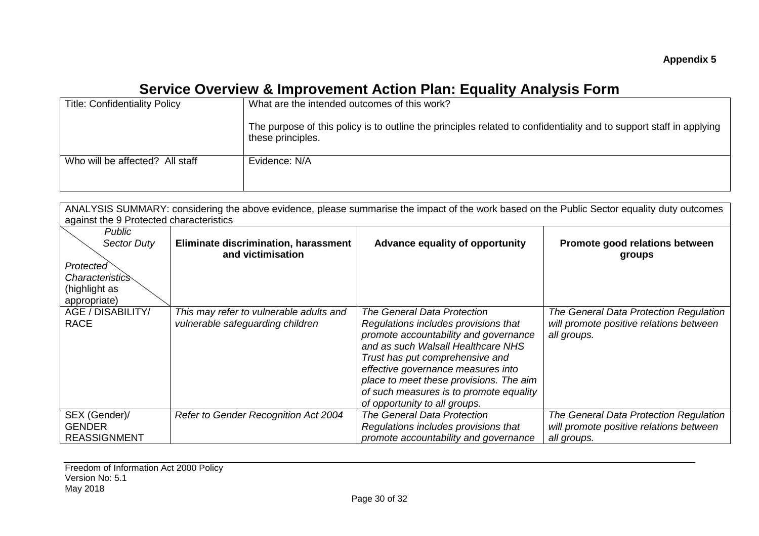**Appendix 5**

# Service Overview & Improvement Action Plan: Equality Analysis Form

| Title: Confidentiality Policy | What are the intended outcomes of this work?<br><br>The purpose of this policy is to outline the principles related to confidentiality and to support staff in applying these principles. |
|---|---|
| Who will be affected? All staff | Evidence: N/A |

| ANALYSIS SUMMARY: considering the above evidence, please summarise the impact of the work based on the Public Sector equality duty outcomes against the 9 Protected characteristics | | | |
|---|---|---|---|
| *Public Sector Duty*<br><br>*Protected Characteristics* (highlight as appropriate) | **Eliminate discrimination, harassment and victimisation** | **Advance equality of opportunity** | **Promote good relations between groups** |
| AGE / DISABILITY/ RACE | *This may refer to vulnerable adults and vulnerable safeguarding children* | *The General Data Protection Regulations includes provisions that promote accountability and governance and as such Walsall Healthcare NHS Trust has put comprehensive and effective governance measures into place to meet these provisions. The aim of such measures is to promote equality of opportunity to all groups.* | *The General Data Protection Regulation will promote positive relations between all groups.* |
| SEX (Gender)/ GENDER REASSIGNMENT | *Refer to Gender Recognition Act 2004* | *The General Data Protection Regulations includes provisions that promote accountability and governance* | *The General Data Protection Regulation will promote positive relations between all groups.* |

Freedom of Information Act 2000 Policy
Version No: 5.1
May 2018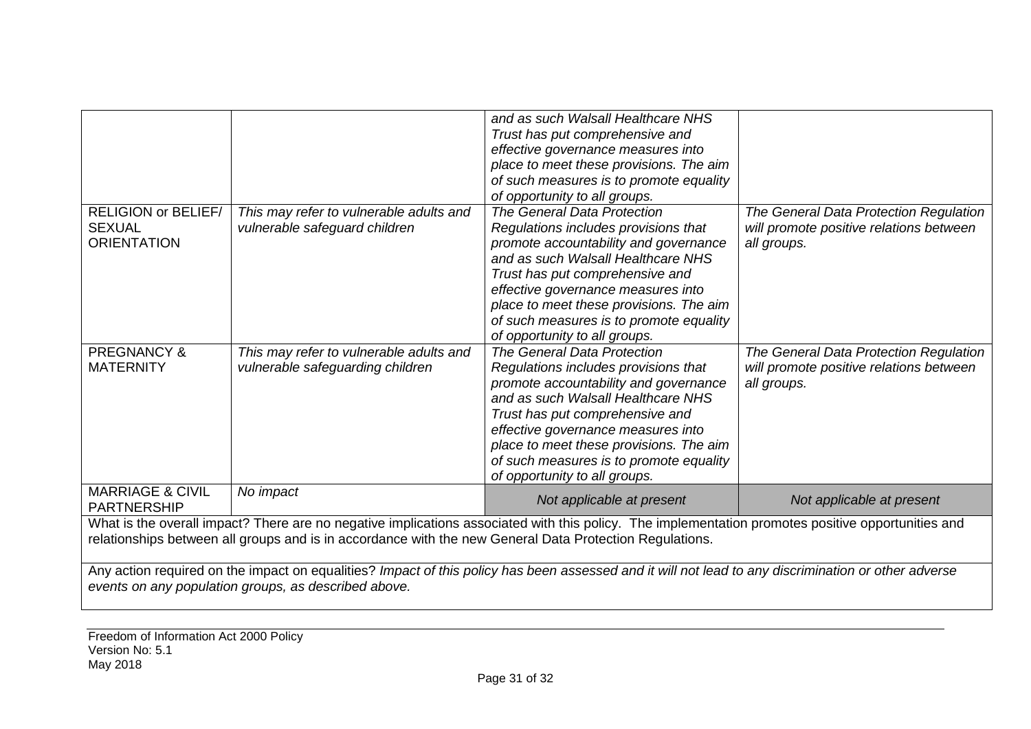| | | | |
|---|---|---|---|
| | | *and as such Walsall Healthcare NHS Trust has put comprehensive and effective governance measures into place to meet these provisions. The aim of such measures is to promote equality of opportunity to all groups.* | |
| RELIGION or BELIEF/ SEXUAL ORIENTATION | *This may refer to vulnerable adults and vulnerable safeguard children* | *The General Data Protection Regulations includes provisions that promote accountability and governance and as such Walsall Healthcare NHS Trust has put comprehensive and effective governance measures into place to meet these provisions. The aim of such measures is to promote equality of opportunity to all groups.* | *The General Data Protection Regulation will promote positive relations between all groups.* |
| PREGNANCY & MATERNITY | *This may refer to vulnerable adults and vulnerable safeguarding children* | *The General Data Protection Regulations includes provisions that promote accountability and governance and as such Walsall Healthcare NHS Trust has put comprehensive and effective governance measures into place to meet these provisions. The aim of such measures is to promote equality of opportunity to all groups.* | *The General Data Protection Regulation will promote positive relations between all groups.* |
| MARRIAGE & CIVIL PARTNERSHIP | *No impact* | *Not applicable at present* | *Not applicable at present* |

What is the overall impact? There are no negative implications associated with this policy. The implementation promotes positive opportunities and relationships between all groups and is in accordance with the new General Data Protection Regulations.

Any action required on the impact on equalities? *Impact of this policy has been assessed and it will not lead to any discrimination or other adverse events on any population groups, as described above.*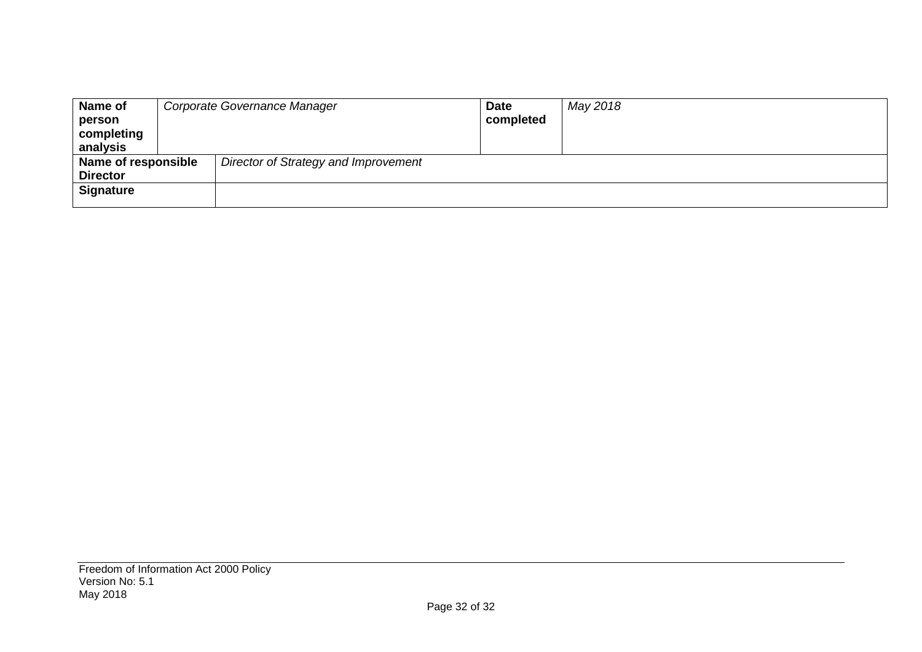| | | | |
|---|---|---|---|
| **Name of person completing analysis** | *Corporate Governance Manager* | **Date completed** | *May 2018* |
| **Name of responsible Director** | *Director of Strategy and Improvement* | | |
| **Signature** | | | |